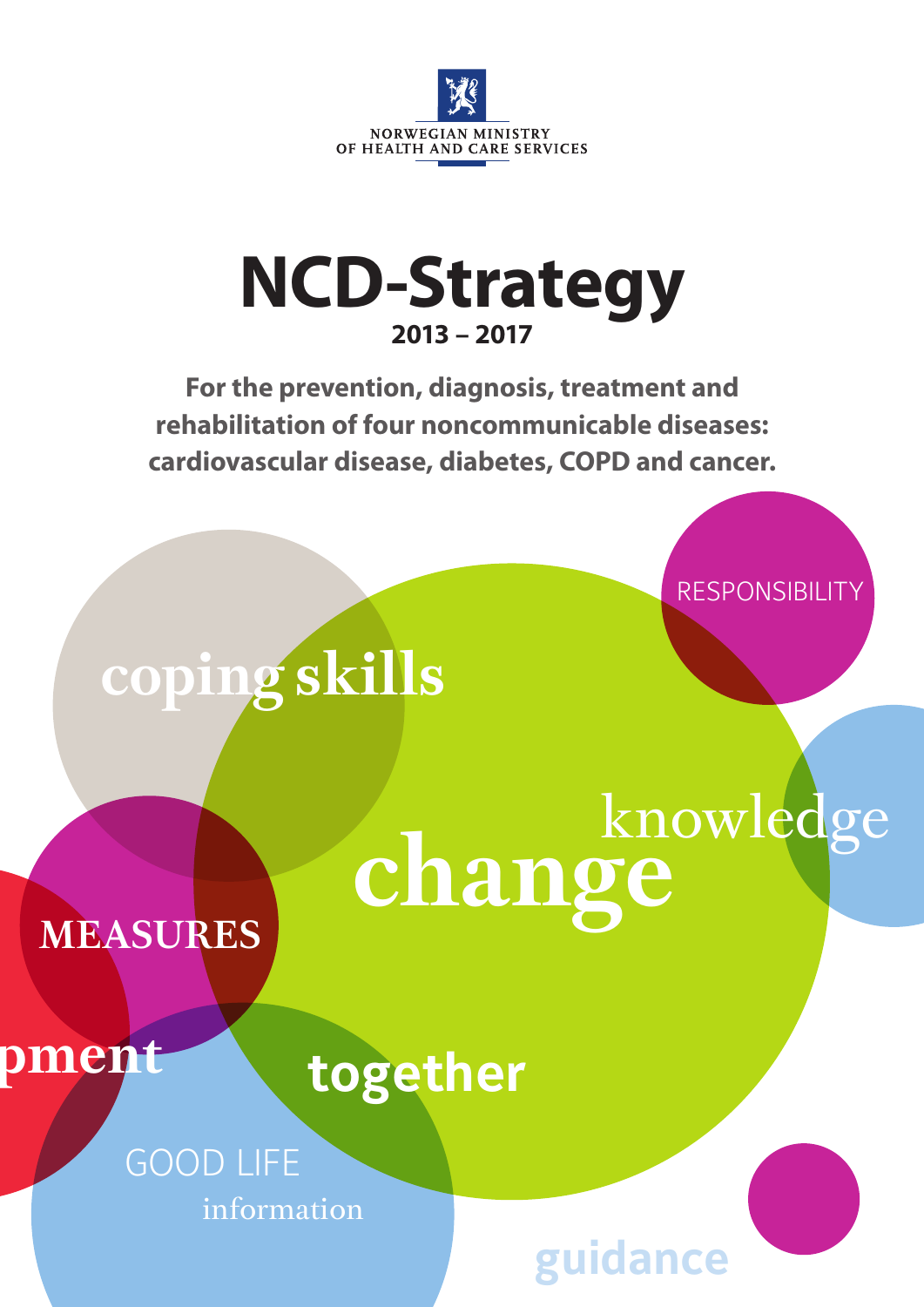NORWEGIAN MINISTRY OF HEALTH AND CARE SERVICES

# NCD-Strategy

## 2013 – 2017

**For the prevention, diagnosis, treatment and rehabilitation of four noncommunicable diseases: cardiovascular disease, diabetes, COPD and cancer.**

RESPONSIBILITY

coping skills

knowledge

change

MEASURES

pment

together

GOOD LIFE

information

guidance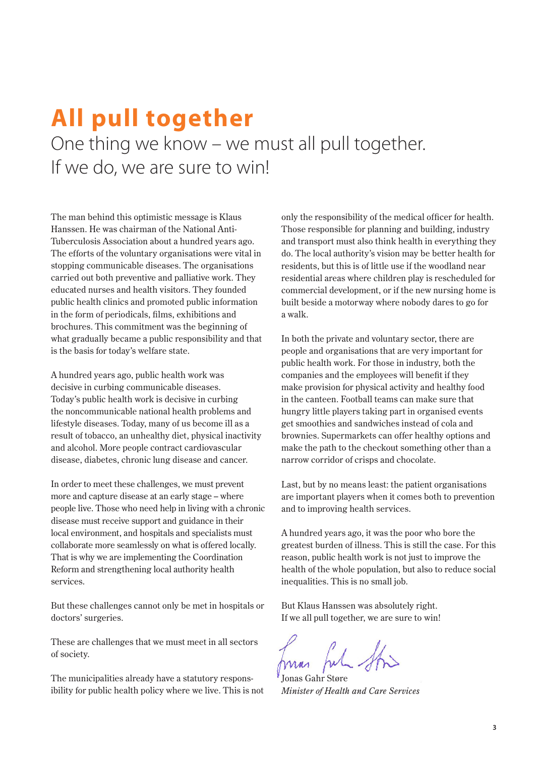# All pull together

One thing we know – we must all pull together. If we do, we are sure to win!

The man behind this optimistic message is Klaus Hanssen. He was chairman of the National Anti-Tuberculosis Association about a hundred years ago. The efforts of the voluntary organisations were vital in stopping communicable diseases. The organisations carried out both preventive and palliative work. They educated nurses and health visitors. They founded public health clinics and promoted public information in the form of periodicals, films, exhibitions and brochures. This commitment was the beginning of what gradually became a public responsibility and that is the basis for today's welfare state.

A hundred years ago, public health work was decisive in curbing communicable diseases. Today's public health work is decisive in curbing the noncommunicable national health problems and lifestyle diseases. Today, many of us become ill as a result of tobacco, an unhealthy diet, physical inactivity and alcohol. More people contract cardiovascular disease, diabetes, chronic lung disease and cancer.

In order to meet these challenges, we must prevent more and capture disease at an early stage – where people live. Those who need help in living with a chronic disease must receive support and guidance in their local environment, and hospitals and specialists must collaborate more seamlessly on what is offered locally. That is why we are implementing the Coordination Reform and strengthening local authority health services.

But these challenges cannot only be met in hospitals or doctors' surgeries.

These are challenges that we must meet in all sectors of society.

The municipalities already have a statutory responsibility for public health policy where we live. This is not only the responsibility of the medical officer for health. Those responsible for planning and building, industry and transport must also think health in everything they do. The local authority's vision may be better health for residents, but this is of little use if the woodland near residential areas where children play is rescheduled for commercial development, or if the new nursing home is built beside a motorway where nobody dares to go for a walk.

In both the private and voluntary sector, there are people and organisations that are very important for public health work. For those in industry, both the companies and the employees will benefit if they make provision for physical activity and healthy food in the canteen. Football teams can make sure that hungry little players taking part in organised events get smoothies and sandwiches instead of cola and brownies. Supermarkets can offer healthy options and make the path to the checkout something other than a narrow corridor of crisps and chocolate.

Last, but by no means least: the patient organisations are important players when it comes both to prevention and to improving health services.

A hundred years ago, it was the poor who bore the greatest burden of illness. This is still the case. For this reason, public health work is not just to improve the health of the whole population, but also to reduce social inequalities. This is no small job.

But Klaus Hanssen was absolutely right.
If we all pull together, we are sure to win!

Jonas Gahr Støre
*Minister of Health and Care Services*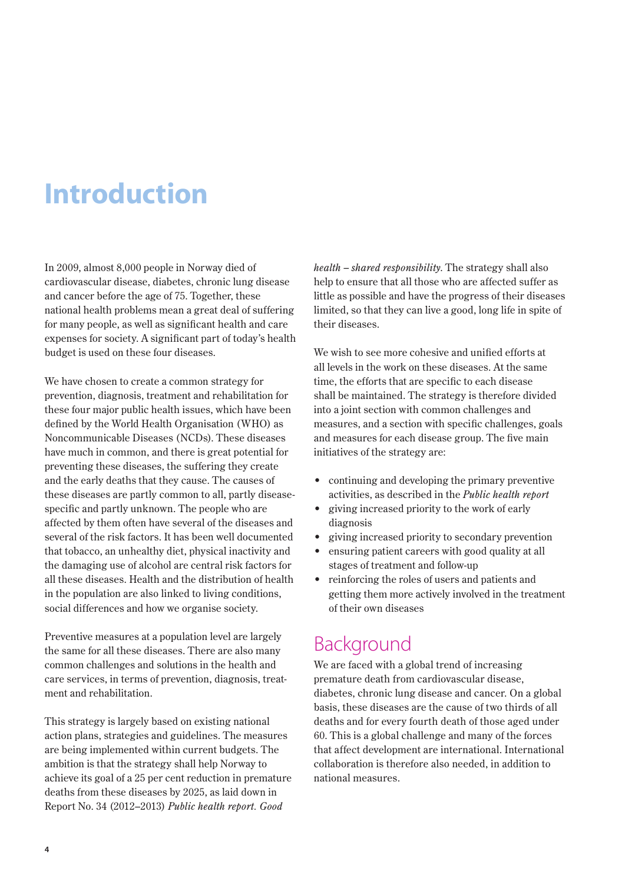# Introduction

In 2009, almost 8,000 people in Norway died of cardiovascular disease, diabetes, chronic lung disease and cancer before the age of 75. Together, these national health problems mean a great deal of suffering for many people, as well as significant health and care expenses for society. A significant part of today's health budget is used on these four diseases.

We have chosen to create a common strategy for prevention, diagnosis, treatment and rehabilitation for these four major public health issues, which have been defined by the World Health Organisation (WHO) as Noncommunicable Diseases (NCDs). These diseases have much in common, and there is great potential for preventing these diseases, the suffering they create and the early deaths that they cause. The causes of these diseases are partly common to all, partly disease-specific and partly unknown. The people who are affected by them often have several of the diseases and several of the risk factors. It has been well documented that tobacco, an unhealthy diet, physical inactivity and the damaging use of alcohol are central risk factors for all these diseases. Health and the distribution of health in the population are also linked to living conditions, social differences and how we organise society.

Preventive measures at a population level are largely the same for all these diseases. There are also many common challenges and solutions in the health and care services, in terms of prevention, diagnosis, treatment and rehabilitation.

This strategy is largely based on existing national action plans, strategies and guidelines. The measures are being implemented within current budgets. The ambition is that the strategy shall help Norway to achieve its goal of a 25 per cent reduction in premature deaths from these diseases by 2025, as laid down in Report No. 34 (2012–2013) *Public health report. Good health – shared responsibility*. The strategy shall also help to ensure that all those who are affected suffer as little as possible and have the progress of their diseases limited, so that they can live a good, long life in spite of their diseases.

We wish to see more cohesive and unified efforts at all levels in the work on these diseases. At the same time, the efforts that are specific to each disease shall be maintained. The strategy is therefore divided into a joint section with common challenges and measures, and a section with specific challenges, goals and measures for each disease group. The five main initiatives of the strategy are:

- continuing and developing the primary preventive activities, as described in the *Public health report*
- giving increased priority to the work of early diagnosis
- giving increased priority to secondary prevention
- ensuring patient careers with good quality at all stages of treatment and follow-up
- reinforcing the roles of users and patients and getting them more actively involved in the treatment of their own diseases

## Background

We are faced with a global trend of increasing premature death from cardiovascular disease, diabetes, chronic lung disease and cancer. On a global basis, these diseases are the cause of two thirds of all deaths and for every fourth death of those aged under 60. This is a global challenge and many of the forces that affect development are international. International collaboration is therefore also needed, in addition to national measures.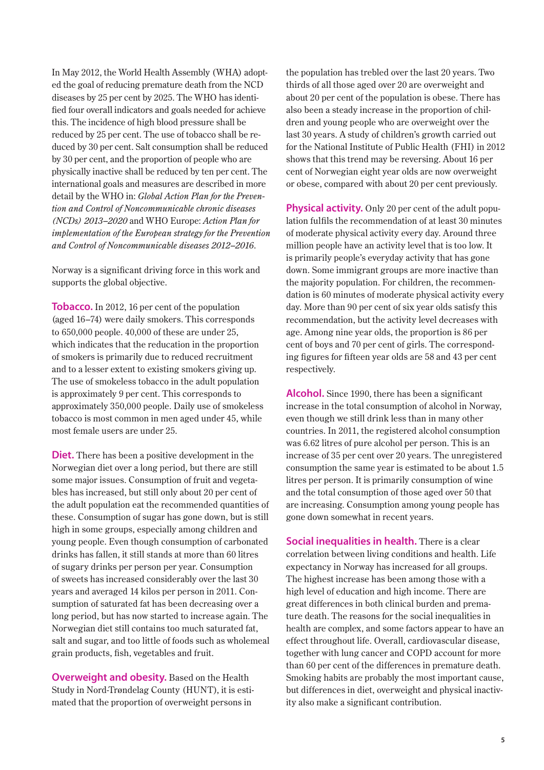In May 2012, the World Health Assembly (WHA) adopted the goal of reducing premature death from the NCD diseases by 25 per cent by 2025. The WHO has identified four overall indicators and goals needed for achieve this. The incidence of high blood pressure shall be reduced by 25 per cent. The use of tobacco shall be reduced by 30 per cent. Salt consumption shall be reduced by 30 per cent, and the proportion of people who are physically inactive shall be reduced by ten per cent. The international goals and measures are described in more detail by the WHO in: *Global Action Plan for the Prevention and Control of Noncommunicable chronic diseases (NCDs) 2013–2020* and WHO Europe: *Action Plan for implementation of the European strategy for the Prevention and Control of Noncommunicable diseases 2012–2016*.

Norway is a significant driving force in this work and supports the global objective.

**Tobacco.** In 2012, 16 per cent of the population (aged 16–74) were daily smokers. This corresponds to 650,000 people. 40,000 of these are under 25, which indicates that the reducation in the proportion of smokers is primarily due to reduced recruitment and to a lesser extent to existing smokers giving up. The use of smokeless tobacco in the adult population is approximately 9 per cent. This corresponds to approximately 350,000 people. Daily use of smokeless tobacco is most common in men aged under 45, while most female users are under 25.

**Diet.** There has been a positive development in the Norwegian diet over a long period, but there are still some major issues. Consumption of fruit and vegetables has increased, but still only about 20 per cent of the adult population eat the recommended quantities of these. Consumption of sugar has gone down, but is still high in some groups, especially among children and young people. Even though consumption of carbonated drinks has fallen, it still stands at more than 60 litres of sugary drinks per person per year. Consumption of sweets has increased considerably over the last 30 years and averaged 14 kilos per person in 2011. Consumption of saturated fat has been decreasing over a long period, but has now started to increase again. The Norwegian diet still contains too much saturated fat, salt and sugar, and too little of foods such as wholemeal grain products, fish, vegetables and fruit.

**Overweight and obesity.** Based on the Health Study in Nord-Trøndelag County (HUNT), it is estimated that the proportion of overweight persons in the population has trebled over the last 20 years. Two thirds of all those aged over 20 are overweight and about 20 per cent of the population is obese. There has also been a steady increase in the proportion of children and young people who are overweight over the last 30 years. A study of children's growth carried out for the National Institute of Public Health (FHI) in 2012 shows that this trend may be reversing. About 16 per cent of Norwegian eight year olds are now overweight or obese, compared with about 20 per cent previously.

**Physical activity.** Only 20 per cent of the adult population fulfils the recommendation of at least 30 minutes of moderate physical activity every day. Around three million people have an activity level that is too low. It is primarily people's everyday activity that has gone down. Some immigrant groups are more inactive than the majority population. For children, the recommendation is 60 minutes of moderate physical activity every day. More than 90 per cent of six year olds satisfy this recommendation, but the activity level decreases with age. Among nine year olds, the proportion is 86 per cent of boys and 70 per cent of girls. The corresponding figures for fifteen year olds are 58 and 43 per cent respectively.

**Alcohol.** Since 1990, there has been a significant increase in the total consumption of alcohol in Norway, even though we still drink less than in many other countries. In 2011, the registered alcohol consumption was 6.62 litres of pure alcohol per person. This is an increase of 35 per cent over 20 years. The unregistered consumption the same year is estimated to be about 1.5 litres per person. It is primarily consumption of wine and the total consumption of those aged over 50 that are increasing. Consumption among young people has gone down somewhat in recent years.

**Social inequalities in health.** There is a clear correlation between living conditions and health. Life expectancy in Norway has increased for all groups. The highest increase has been among those with a high level of education and high income. There are great differences in both clinical burden and premature death. The reasons for the social inequalities in health are complex, and some factors appear to have an effect throughout life. Overall, cardiovascular disease, together with lung cancer and COPD account for more than 60 per cent of the differences in premature death. Smoking habits are probably the most important cause, but differences in diet, overweight and physical inactivity also make a significant contribution.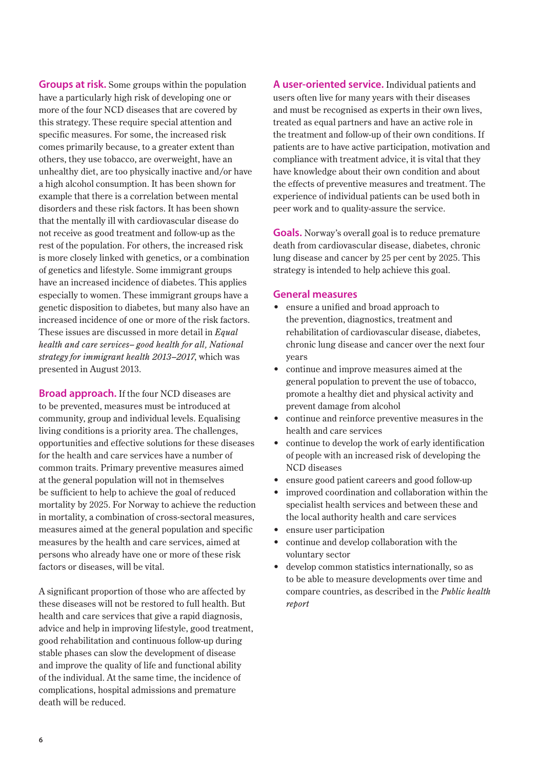**Groups at risk.** Some groups within the population have a particularly high risk of developing one or more of the four NCD diseases that are covered by this strategy. These require special attention and specific measures. For some, the increased risk comes primarily because, to a greater extent than others, they use tobacco, are overweight, have an unhealthy diet, are too physically inactive and/or have a high alcohol consumption. It has been shown for example that there is a correlation between mental disorders and these risk factors. It has been shown that the mentally ill with cardiovascular disease do not receive as good treatment and follow-up as the rest of the population. For others, the increased risk is more closely linked with genetics, or a combination of genetics and lifestyle. Some immigrant groups have an increased incidence of diabetes. This applies especially to women. These immigrant groups have a genetic disposition to diabetes, but many also have an increased incidence of one or more of the risk factors. These issues are discussed in more detail in *Equal health and care services– good health for all, National strategy for immigrant health 2013–2017*, which was presented in August 2013.

**Broad approach.** If the four NCD diseases are to be prevented, measures must be introduced at community, group and individual levels. Equalising living conditions is a priority area. The challenges, opportunities and effective solutions for these diseases for the health and care services have a number of common traits. Primary preventive measures aimed at the general population will not in themselves be sufficient to help to achieve the goal of reduced mortality by 2025. For Norway to achieve the reduction in mortality, a combination of cross-sectoral measures, measures aimed at the general population and specific measures by the health and care services, aimed at persons who already have one or more of these risk factors or diseases, will be vital.

A significant proportion of those who are affected by these diseases will not be restored to full health. But health and care services that give a rapid diagnosis, advice and help in improving lifestyle, good treatment, good rehabilitation and continuous follow-up during stable phases can slow the development of disease and improve the quality of life and functional ability of the individual. At the same time, the incidence of complications, hospital admissions and premature death will be reduced.

**A user-oriented service.** Individual patients and users often live for many years with their diseases and must be recognised as experts in their own lives, treated as equal partners and have an active role in the treatment and follow-up of their own conditions. If patients are to have active participation, motivation and compliance with treatment advice, it is vital that they have knowledge about their own condition and about the effects of preventive measures and treatment. The experience of individual patients can be used both in peer work and to quality-assure the service.

**Goals.** Norway's overall goal is to reduce premature death from cardiovascular disease, diabetes, chronic lung disease and cancer by 25 per cent by 2025. This strategy is intended to help achieve this goal.

## General measures

- ensure a unified and broad approach to the prevention, diagnostics, treatment and rehabilitation of cardiovascular disease, diabetes, chronic lung disease and cancer over the next four years
- continue and improve measures aimed at the general population to prevent the use of tobacco, promote a healthy diet and physical activity and prevent damage from alcohol
- continue and reinforce preventive measures in the health and care services
- continue to develop the work of early identification of people with an increased risk of developing the NCD diseases
- ensure good patient careers and good follow-up
- improved coordination and collaboration within the specialist health services and between these and the local authority health and care services
- ensure user participation
- continue and develop collaboration with the voluntary sector
- develop common statistics internationally, so as to be able to measure developments over time and compare countries, as described in the *Public health report*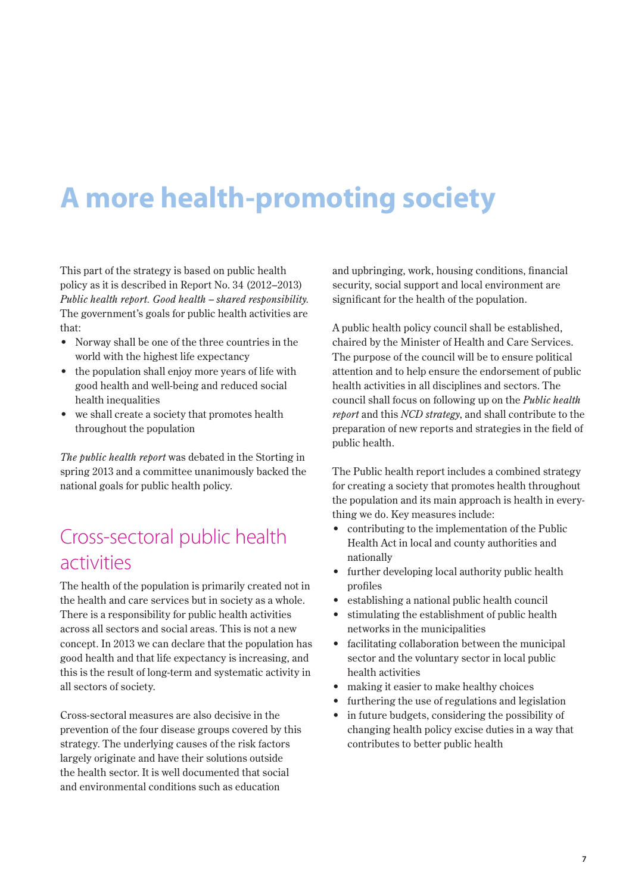# A more health-promoting society

This part of the strategy is based on public health policy as it is described in Report No. 34 (2012–2013) *Public health report. Good health – shared responsibility.* The government's goals for public health activities are that:

- Norway shall be one of the three countries in the world with the highest life expectancy
- the population shall enjoy more years of life with good health and well-being and reduced social health inequalities
- we shall create a society that promotes health throughout the population

*The public health report* was debated in the Storting in spring 2013 and a committee unanimously backed the national goals for public health policy.

## Cross-sectoral public health activities

The health of the population is primarily created not in the health and care services but in society as a whole. There is a responsibility for public health activities across all sectors and social areas. This is not a new concept. In 2013 we can declare that the population has good health and that life expectancy is increasing, and this is the result of long-term and systematic activity in all sectors of society.

Cross-sectoral measures are also decisive in the prevention of the four disease groups covered by this strategy. The underlying causes of the risk factors largely originate and have their solutions outside the health sector. It is well documented that social and environmental conditions such as education and upbringing, work, housing conditions, financial security, social support and local environment are significant for the health of the population.

A public health policy council shall be established, chaired by the Minister of Health and Care Services. The purpose of the council will be to ensure political attention and to help ensure the endorsement of public health activities in all disciplines and sectors. The council shall focus on following up on the *Public health report* and this *NCD strategy*, and shall contribute to the preparation of new reports and strategies in the field of public health.

The Public health report includes a combined strategy for creating a society that promotes health throughout the population and its main approach is health in everything we do. Key measures include:

- contributing to the implementation of the Public Health Act in local and county authorities and nationally
- further developing local authority public health profiles
- establishing a national public health council
- stimulating the establishment of public health networks in the municipalities
- facilitating collaboration between the municipal sector and the voluntary sector in local public health activities
- making it easier to make healthy choices
- furthering the use of regulations and legislation
- in future budgets, considering the possibility of changing health policy excise duties in a way that contributes to better public health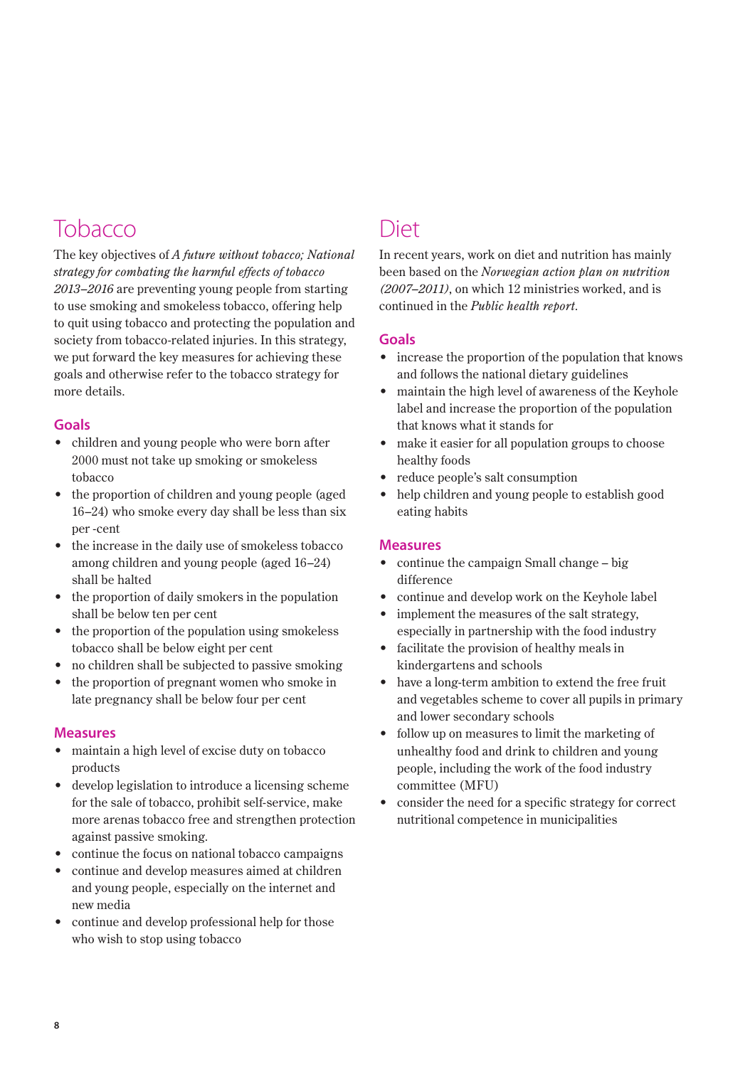## Tobacco

The key objectives of *A future without tobacco; National strategy for combating the harmful effects of tobacco 2013–2016* are preventing young people from starting to use smoking and smokeless tobacco, offering help to quit using tobacco and protecting the population and society from tobacco-related injuries. In this strategy, we put forward the key measures for achieving these goals and otherwise refer to the tobacco strategy for more details.

### Goals

- children and young people who were born after 2000 must not take up smoking or smokeless tobacco
- the proportion of children and young people (aged 16–24) who smoke every day shall be less than six per -cent
- the increase in the daily use of smokeless tobacco among children and young people (aged 16–24) shall be halted
- the proportion of daily smokers in the population shall be below ten per cent
- the proportion of the population using smokeless tobacco shall be below eight per cent
- no children shall be subjected to passive smoking
- the proportion of pregnant women who smoke in late pregnancy shall be below four per cent

### Measures

- maintain a high level of excise duty on tobacco products
- develop legislation to introduce a licensing scheme for the sale of tobacco, prohibit self-service, make more arenas tobacco free and strengthen protection against passive smoking.
- continue the focus on national tobacco campaigns
- continue and develop measures aimed at children and young people, especially on the internet and new media
- continue and develop professional help for those who wish to stop using tobacco

## Diet

In recent years, work on diet and nutrition has mainly been based on the *Norwegian action plan on nutrition (2007–2011)*, on which 12 ministries worked, and is continued in the *Public health report*.

### Goals

- increase the proportion of the population that knows and follows the national dietary guidelines
- maintain the high level of awareness of the Keyhole label and increase the proportion of the population that knows what it stands for
- make it easier for all population groups to choose healthy foods
- reduce people's salt consumption
- help children and young people to establish good eating habits

### Measures

- continue the campaign Small change – big difference
- continue and develop work on the Keyhole label
- implement the measures of the salt strategy, especially in partnership with the food industry
- facilitate the provision of healthy meals in kindergartens and schools
- have a long-term ambition to extend the free fruit and vegetables scheme to cover all pupils in primary and lower secondary schools
- follow up on measures to limit the marketing of unhealthy food and drink to children and young people, including the work of the food industry committee (MFU)
- consider the need for a specific strategy for correct nutritional competence in municipalities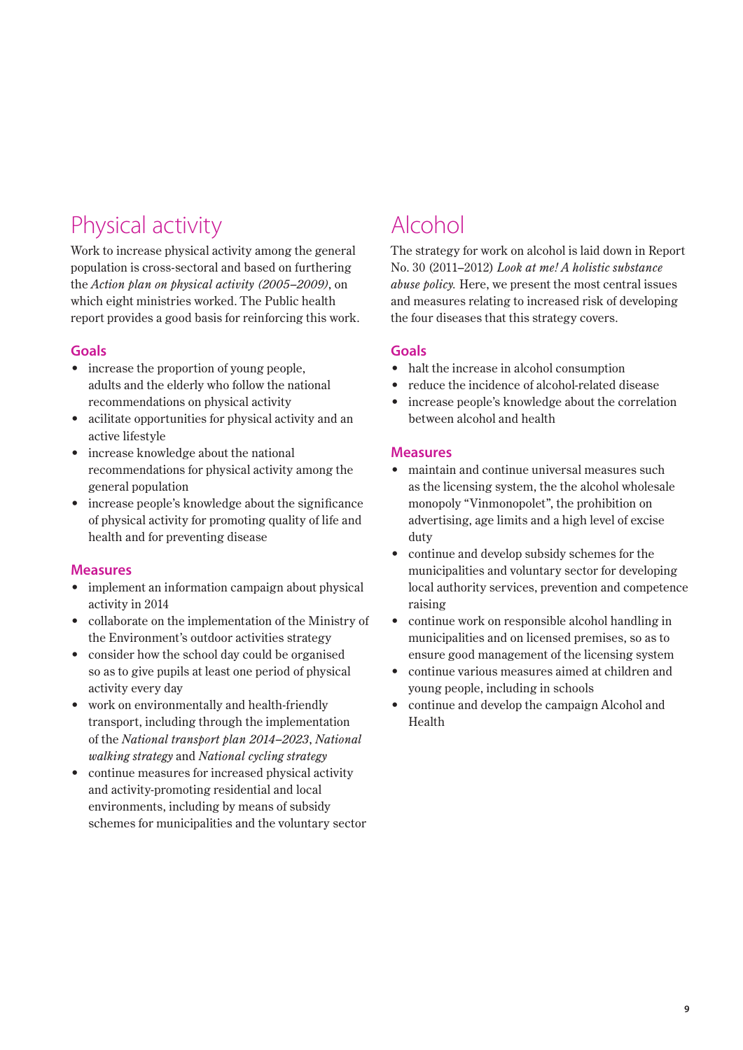# Physical activity

Work to increase physical activity among the general population is cross-sectoral and based on furthering the *Action plan on physical activity (2005–2009)*, on which eight ministries worked. The Public health report provides a good basis for reinforcing this work.

## Goals

- increase the proportion of young people, adults and the elderly who follow the national recommendations on physical activity
- acilitate opportunities for physical activity and an active lifestyle
- increase knowledge about the national recommendations for physical activity among the general population
- increase people's knowledge about the significance of physical activity for promoting quality of life and health and for preventing disease

## Measures

- implement an information campaign about physical activity in 2014
- collaborate on the implementation of the Ministry of the Environment's outdoor activities strategy
- consider how the school day could be organised so as to give pupils at least one period of physical activity every day
- work on environmentally and health-friendly transport, including through the implementation of the *National transport plan 2014–2023*, *National walking strategy* and *National cycling strategy*
- continue measures for increased physical activity and activity-promoting residential and local environments, including by means of subsidy schemes for municipalities and the voluntary sector

# Alcohol

The strategy for work on alcohol is laid down in Report No. 30 (2011–2012) *Look at me! A holistic substance abuse policy.* Here, we present the most central issues and measures relating to increased risk of developing the four diseases that this strategy covers.

## Goals

- halt the increase in alcohol consumption
- reduce the incidence of alcohol-related disease
- increase people's knowledge about the correlation between alcohol and health

## Measures

- maintain and continue universal measures such as the licensing system, the the alcohol wholesale monopoly "Vinmonopolet", the prohibition on advertising, age limits and a high level of excise duty
- continue and develop subsidy schemes for the municipalities and voluntary sector for developing local authority services, prevention and competence raising
- continue work on responsible alcohol handling in municipalities and on licensed premises, so as to ensure good management of the licensing system
- continue various measures aimed at children and young people, including in schools
- continue and develop the campaign Alcohol and Health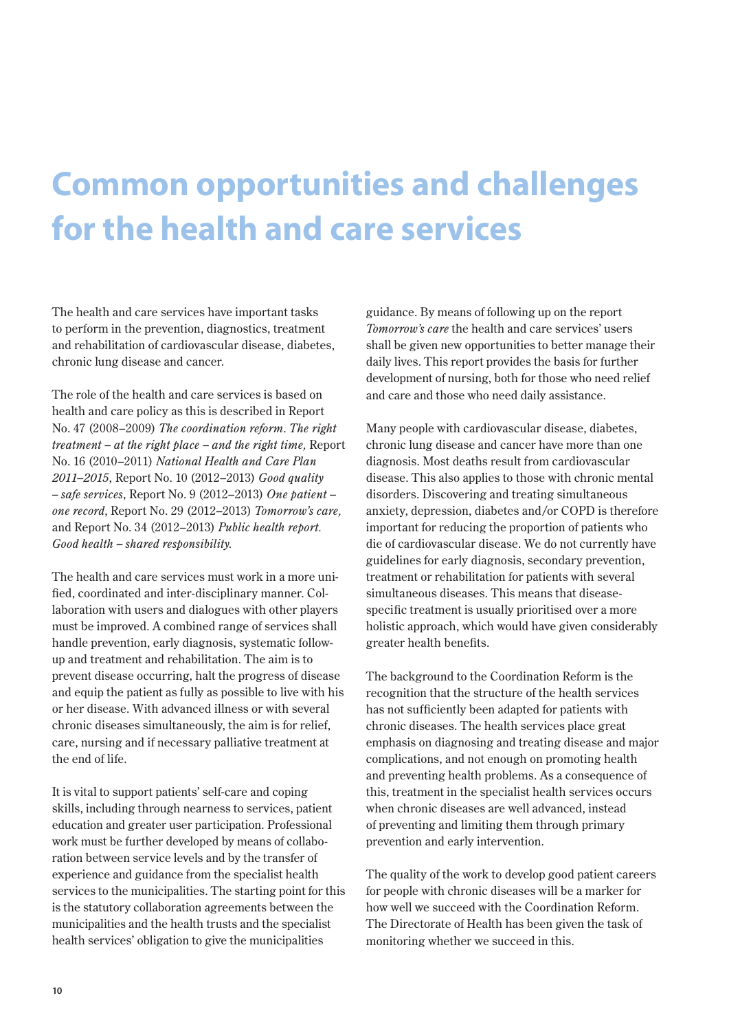# Common opportunities and challenges for the health and care services

The health and care services have important tasks to perform in the prevention, diagnostics, treatment and rehabilitation of cardiovascular disease, diabetes, chronic lung disease and cancer.

The role of the health and care services is based on health and care policy as this is described in Report No. 47 (2008–2009) *The coordination reform. The right treatment – at the right place – and the right time,* Report No. 16 (2010–2011) *National Health and Care Plan 2011–2015*, Report No. 10 (2012–2013) *Good quality – safe services*, Report No. 9 (2012–2013) *One patient – one record*, Report No. 29 (2012–2013) *Tomorrow's care,* and Report No. 34 (2012–2013) *Public health report. Good health – shared responsibility.*

The health and care services must work in a more unified, coordinated and inter-disciplinary manner. Collaboration with users and dialogues with other players must be improved. A combined range of services shall handle prevention, early diagnosis, systematic follow-up and treatment and rehabilitation. The aim is to prevent disease occurring, halt the progress of disease and equip the patient as fully as possible to live with his or her disease. With advanced illness or with several chronic diseases simultaneously, the aim is for relief, care, nursing and if necessary palliative treatment at the end of life.

It is vital to support patients' self-care and coping skills, including through nearness to services, patient education and greater user participation. Professional work must be further developed by means of collaboration between service levels and by the transfer of experience and guidance from the specialist health services to the municipalities. The starting point for this is the statutory collaboration agreements between the municipalities and the health trusts and the specialist health services' obligation to give the municipalities guidance. By means of following up on the report *Tomorrow's care* the health and care services' users shall be given new opportunities to better manage their daily lives. This report provides the basis for further development of nursing, both for those who need relief and care and those who need daily assistance.

Many people with cardiovascular disease, diabetes, chronic lung disease and cancer have more than one diagnosis. Most deaths result from cardiovascular disease. This also applies to those with chronic mental disorders. Discovering and treating simultaneous anxiety, depression, diabetes and/or COPD is therefore important for reducing the proportion of patients who die of cardiovascular disease. We do not currently have guidelines for early diagnosis, secondary prevention, treatment or rehabilitation for patients with several simultaneous diseases. This means that disease-specific treatment is usually prioritised over a more holistic approach, which would have given considerably greater health benefits.

The background to the Coordination Reform is the recognition that the structure of the health services has not sufficiently been adapted for patients with chronic diseases. The health services place great emphasis on diagnosing and treating disease and major complications, and not enough on promoting health and preventing health problems. As a consequence of this, treatment in the specialist health services occurs when chronic diseases are well advanced, instead of preventing and limiting them through primary prevention and early intervention.

The quality of the work to develop good patient careers for people with chronic diseases will be a marker for how well we succeed with the Coordination Reform. The Directorate of Health has been given the task of monitoring whether we succeed in this.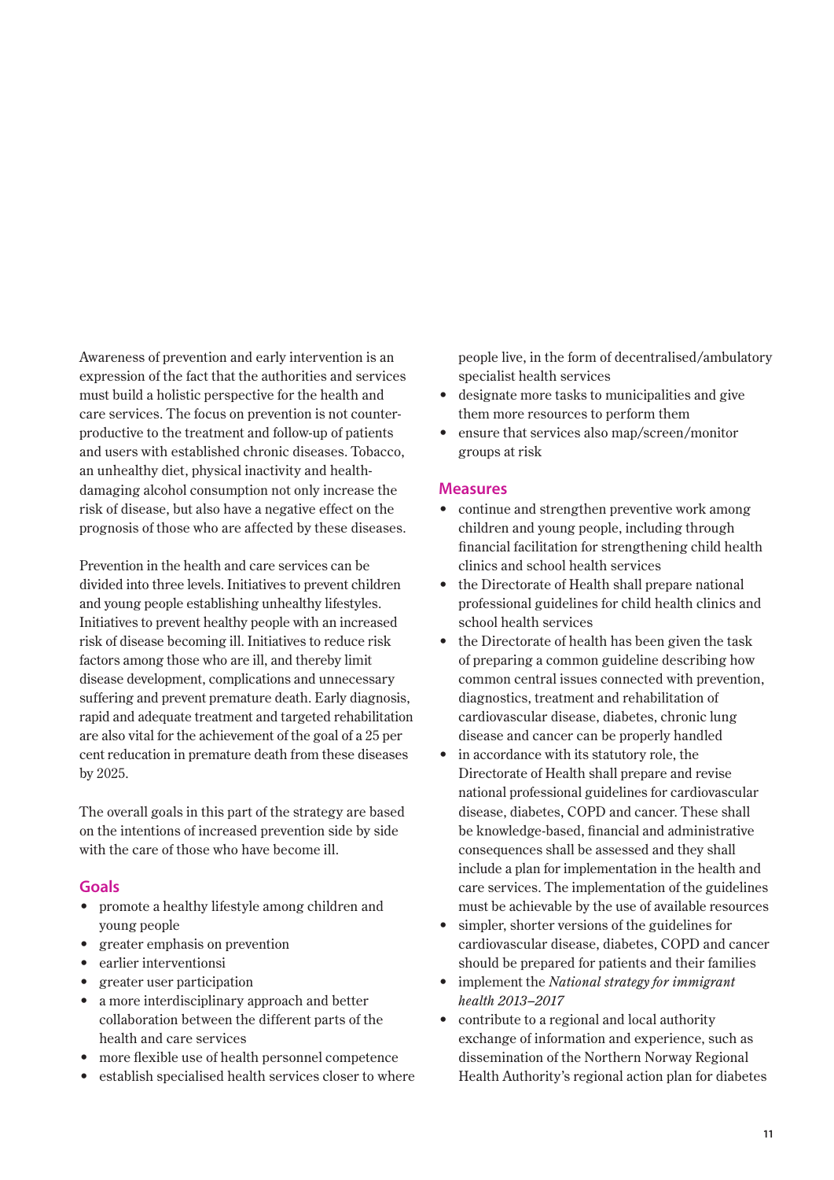Awareness of prevention and early intervention is an expression of the fact that the authorities and services must build a holistic perspective for the health and care services. The focus on prevention is not counter-productive to the treatment and follow-up of patients and users with established chronic diseases. Tobacco, an unhealthy diet, physical inactivity and health-damaging alcohol consumption not only increase the risk of disease, but also have a negative effect on the prognosis of those who are affected by these diseases.

Prevention in the health and care services can be divided into three levels. Initiatives to prevent children and young people establishing unhealthy lifestyles. Initiatives to prevent healthy people with an increased risk of disease becoming ill. Initiatives to reduce risk factors among those who are ill, and thereby limit disease development, complications and unnecessary suffering and prevent premature death. Early diagnosis, rapid and adequate treatment and targeted rehabilitation are also vital for the achievement of the goal of a 25 per cent reducation in premature death from these diseases by 2025.

The overall goals in this part of the strategy are based on the intentions of increased prevention side by side with the care of those who have become ill.

### Goals

- promote a healthy lifestyle among children and young people
- greater emphasis on prevention
- earlier interventionsi
- greater user participation
- a more interdisciplinary approach and better collaboration between the different parts of the health and care services
- more flexible use of health personnel competence
- establish specialised health services closer to where people live, in the form of decentralised/ambulatory specialist health services
- designate more tasks to municipalities and give them more resources to perform them
- ensure that services also map/screen/monitor groups at risk

### Measures

- continue and strengthen preventive work among children and young people, including through financial facilitation for strengthening child health clinics and school health services
- the Directorate of Health shall prepare national professional guidelines for child health clinics and school health services
- the Directorate of health has been given the task of preparing a common guideline describing how common central issues connected with prevention, diagnostics, treatment and rehabilitation of cardiovascular disease, diabetes, chronic lung disease and cancer can be properly handled
- in accordance with its statutory role, the Directorate of Health shall prepare and revise national professional guidelines for cardiovascular disease, diabetes, COPD and cancer. These shall be knowledge-based, financial and administrative consequences shall be assessed and they shall include a plan for implementation in the health and care services. The implementation of the guidelines must be achievable by the use of available resources
- simpler, shorter versions of the guidelines for cardiovascular disease, diabetes, COPD and cancer should be prepared for patients and their families
- implement the *National strategy for immigrant health 2013–2017*
- contribute to a regional and local authority exchange of information and experience, such as dissemination of the Northern Norway Regional Health Authority's regional action plan for diabetes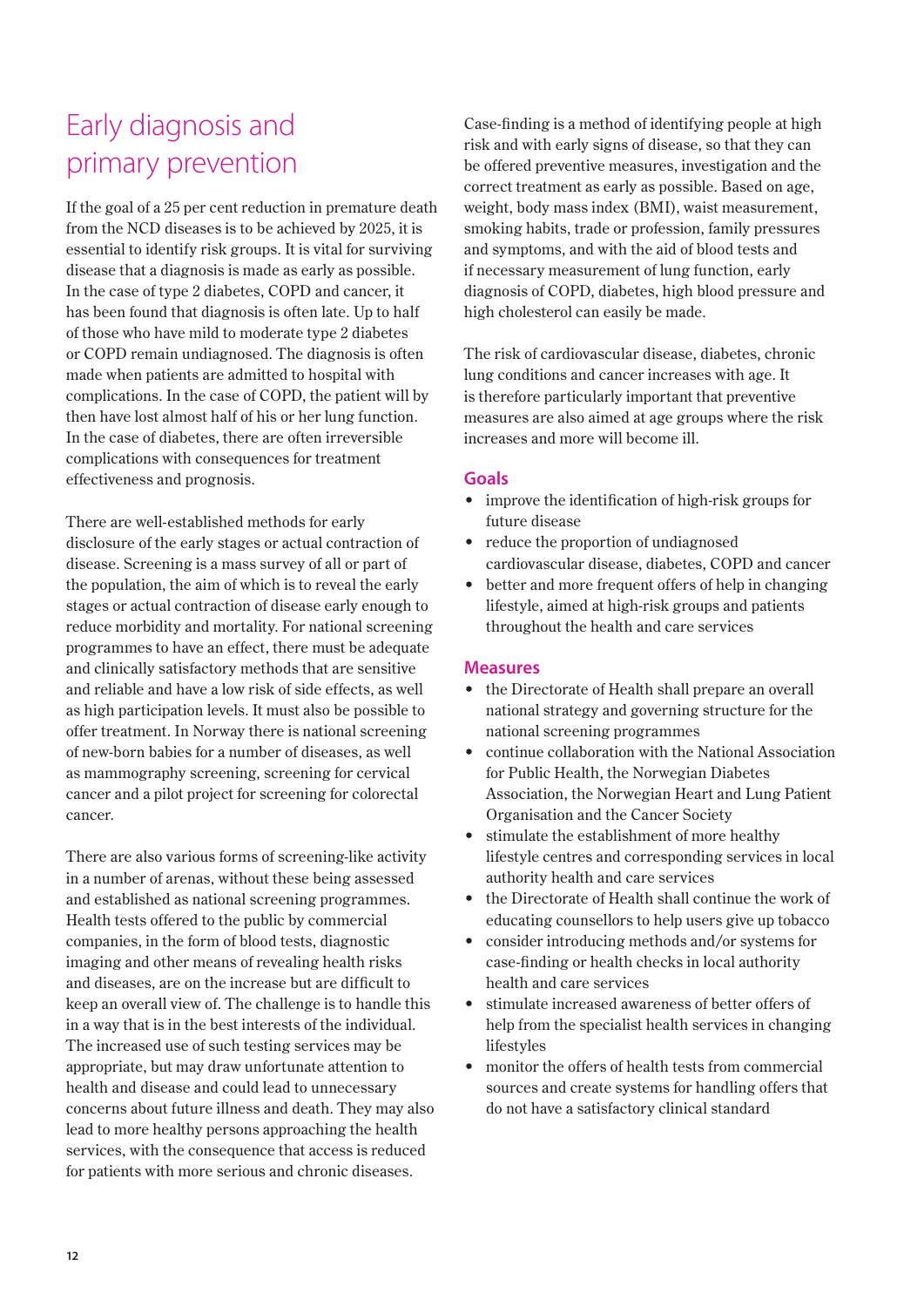# Early diagnosis and primary prevention

If the goal of a 25 per cent reduction in premature death from the NCD diseases is to be achieved by 2025, it is essential to identify risk groups. It is vital for surviving disease that a diagnosis is made as early as possible. In the case of type 2 diabetes, COPD and cancer, it has been found that diagnosis is often late. Up to half of those who have mild to moderate type 2 diabetes or COPD remain undiagnosed. The diagnosis is often made when patients are admitted to hospital with complications. In the case of COPD, the patient will by then have lost almost half of his or her lung function. In the case of diabetes, there are often irreversible complications with consequences for treatment effectiveness and prognosis.

There are well-established methods for early disclosure of the early stages or actual contraction of disease. Screening is a mass survey of all or part of the population, the aim of which is to reveal the early stages or actual contraction of disease early enough to reduce morbidity and mortality. For national screening programmes to have an effect, there must be adequate and clinically satisfactory methods that are sensitive and reliable and have a low risk of side effects, as well as high participation levels. It must also be possible to offer treatment. In Norway there is national screening of new-born babies for a number of diseases, as well as mammography screening, screening for cervical cancer and a pilot project for screening for colorectal cancer.

There are also various forms of screening-like activity in a number of arenas, without these being assessed and established as national screening programmes. Health tests offered to the public by commercial companies, in the form of blood tests, diagnostic imaging and other means of revealing health risks and diseases, are on the increase but are difficult to keep an overall view of. The challenge is to handle this in a way that is in the best interests of the individual. The increased use of such testing services may be appropriate, but may draw unfortunate attention to health and disease and could lead to unnecessary concerns about future illness and death. They may also lead to more healthy persons approaching the health services, with the consequence that access is reduced for patients with more serious and chronic diseases.

Case-finding is a method of identifying people at high risk and with early signs of disease, so that they can be offered preventive measures, investigation and the correct treatment as early as possible. Based on age, weight, body mass index (BMI), waist measurement, smoking habits, trade or profession, family pressures and symptoms, and with the aid of blood tests and if necessary measurement of lung function, early diagnosis of COPD, diabetes, high blood pressure and high cholesterol can easily be made.

The risk of cardiovascular disease, diabetes, chronic lung conditions and cancer increases with age. It is therefore particularly important that preventive measures are also aimed at age groups where the risk increases and more will become ill.

### Goals

- improve the identification of high-risk groups for future disease
- reduce the proportion of undiagnosed cardiovascular disease, diabetes, COPD and cancer
- better and more frequent offers of help in changing lifestyle, aimed at high-risk groups and patients throughout the health and care services

### Measures

- the Directorate of Health shall prepare an overall national strategy and governing structure for the national screening programmes
- continue collaboration with the National Association for Public Health, the Norwegian Diabetes Association, the Norwegian Heart and Lung Patient Organisation and the Cancer Society
- stimulate the establishment of more healthy lifestyle centres and corresponding services in local authority health and care services
- the Directorate of Health shall continue the work of educating counsellors to help users give up tobacco
- consider introducing methods and/or systems for case-finding or health checks in local authority health and care services
- stimulate increased awareness of better offers of help from the specialist health services in changing lifestyles
- monitor the offers of health tests from commercial sources and create systems for handling offers that do not have a satisfactory clinical standard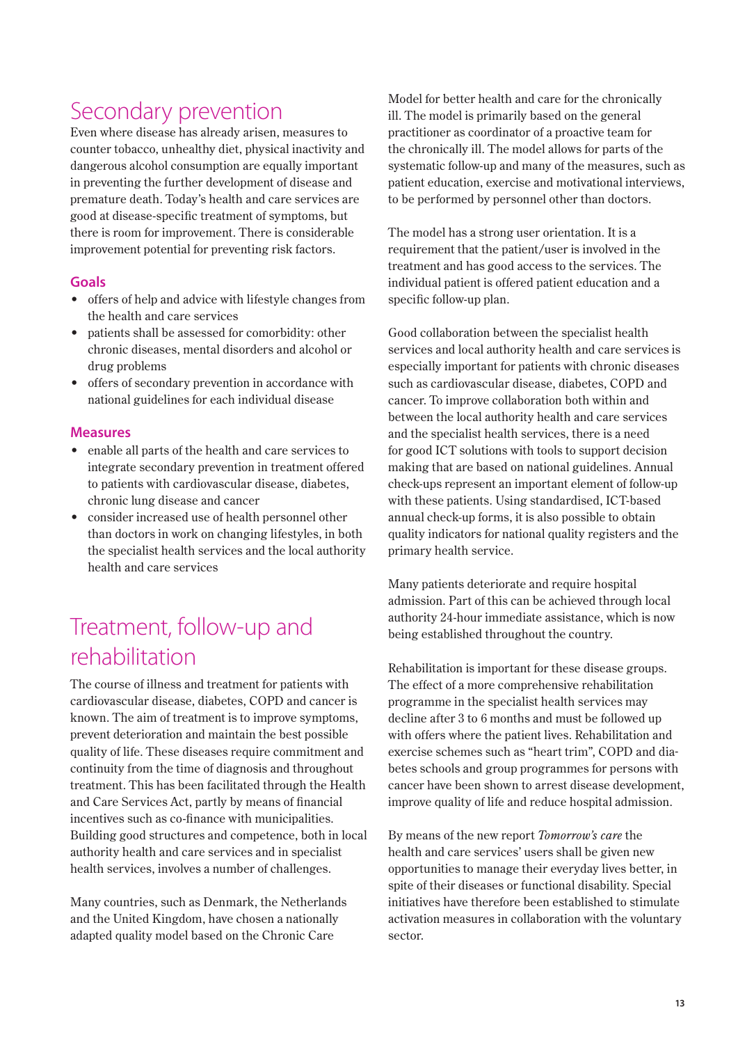## Secondary prevention

Even where disease has already arisen, measures to counter tobacco, unhealthy diet, physical inactivity and dangerous alcohol consumption are equally important in preventing the further development of disease and premature death. Today's health and care services are good at disease-specific treatment of symptoms, but there is room for improvement. There is considerable improvement potential for preventing risk factors.

### Goals

- offers of help and advice with lifestyle changes from the health and care services
- patients shall be assessed for comorbidity: other chronic diseases, mental disorders and alcohol or drug problems
- offers of secondary prevention in accordance with national guidelines for each individual disease

### Measures

- enable all parts of the health and care services to integrate secondary prevention in treatment offered to patients with cardiovascular disease, diabetes, chronic lung disease and cancer
- consider increased use of health personnel other than doctors in work on changing lifestyles, in both the specialist health services and the local authority health and care services

## Treatment, follow-up and rehabilitation

The course of illness and treatment for patients with cardiovascular disease, diabetes, COPD and cancer is known. The aim of treatment is to improve symptoms, prevent deterioration and maintain the best possible quality of life. These diseases require commitment and continuity from the time of diagnosis and throughout treatment. This has been facilitated through the Health and Care Services Act, partly by means of financial incentives such as co-finance with municipalities. Building good structures and competence, both in local authority health and care services and in specialist health services, involves a number of challenges.

Many countries, such as Denmark, the Netherlands and the United Kingdom, have chosen a nationally adapted quality model based on the Chronic Care Model for better health and care for the chronically ill. The model is primarily based on the general practitioner as coordinator of a proactive team for the chronically ill. The model allows for parts of the systematic follow-up and many of the measures, such as patient education, exercise and motivational interviews, to be performed by personnel other than doctors.

The model has a strong user orientation. It is a requirement that the patient/user is involved in the treatment and has good access to the services. The individual patient is offered patient education and a specific follow-up plan.

Good collaboration between the specialist health services and local authority health and care services is especially important for patients with chronic diseases such as cardiovascular disease, diabetes, COPD and cancer. To improve collaboration both within and between the local authority health and care services and the specialist health services, there is a need for good ICT solutions with tools to support decision making that are based on national guidelines. Annual check-ups represent an important element of follow-up with these patients. Using standardised, ICT-based annual check-up forms, it is also possible to obtain quality indicators for national quality registers and the primary health service.

Many patients deteriorate and require hospital admission. Part of this can be achieved through local authority 24-hour immediate assistance, which is now being established throughout the country.

Rehabilitation is important for these disease groups. The effect of a more comprehensive rehabilitation programme in the specialist health services may decline after 3 to 6 months and must be followed up with offers where the patient lives. Rehabilitation and exercise schemes such as "heart trim", COPD and diabetes schools and group programmes for persons with cancer have been shown to arrest disease development, improve quality of life and reduce hospital admission.

By means of the new report *Tomorrow's care* the health and care services' users shall be given new opportunities to manage their everyday lives better, in spite of their diseases or functional disability. Special initiatives have therefore been established to stimulate activation measures in collaboration with the voluntary sector.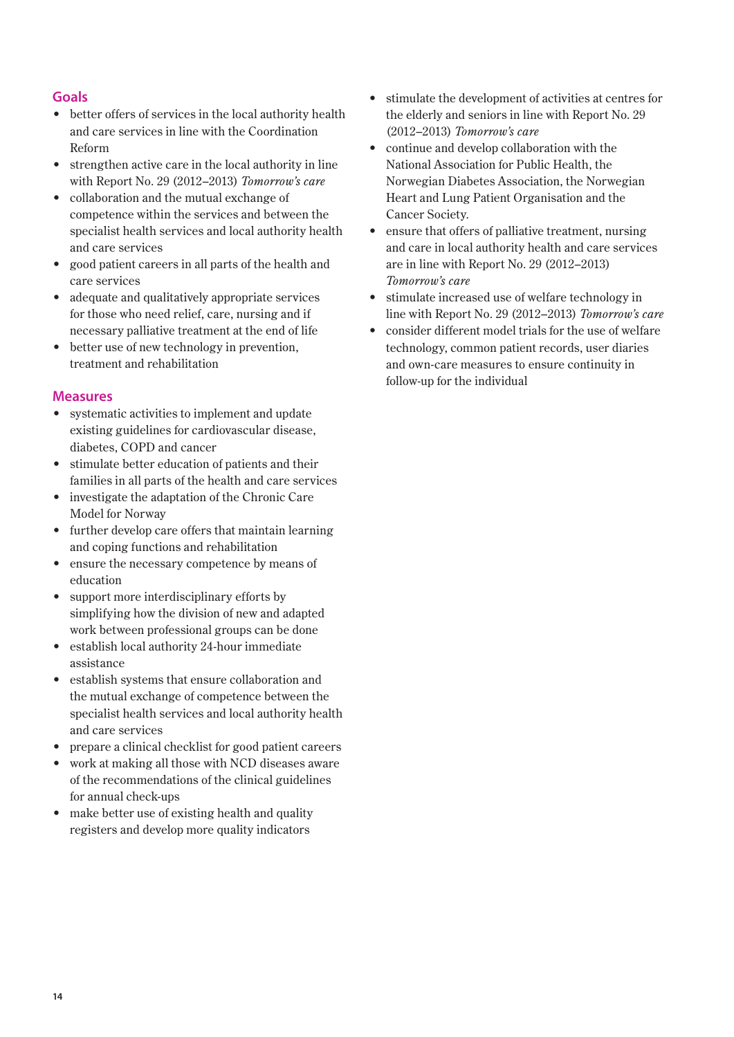## Goals

- better offers of services in the local authority health and care services in line with the Coordination Reform
- strengthen active care in the local authority in line with Report No. 29 (2012–2013) *Tomorrow's care*
- collaboration and the mutual exchange of competence within the services and between the specialist health services and local authority health and care services
- good patient careers in all parts of the health and care services
- adequate and qualitatively appropriate services for those who need relief, care, nursing and if necessary palliative treatment at the end of life
- better use of new technology in prevention, treatment and rehabilitation

## Measures

- systematic activities to implement and update existing guidelines for cardiovascular disease, diabetes, COPD and cancer
- stimulate better education of patients and their families in all parts of the health and care services
- investigate the adaptation of the Chronic Care Model for Norway
- further develop care offers that maintain learning and coping functions and rehabilitation
- ensure the necessary competence by means of education
- support more interdisciplinary efforts by simplifying how the division of new and adapted work between professional groups can be done
- establish local authority 24-hour immediate assistance
- establish systems that ensure collaboration and the mutual exchange of competence between the specialist health services and local authority health and care services
- prepare a clinical checklist for good patient careers
- work at making all those with NCD diseases aware of the recommendations of the clinical guidelines for annual check-ups
- make better use of existing health and quality registers and develop more quality indicators
- stimulate the development of activities at centres for the elderly and seniors in line with Report No. 29 (2012–2013) *Tomorrow's care*
- continue and develop collaboration with the National Association for Public Health, the Norwegian Diabetes Association, the Norwegian Heart and Lung Patient Organisation and the Cancer Society.
- ensure that offers of palliative treatment, nursing and care in local authority health and care services are in line with Report No. 29 (2012–2013) *Tomorrow's care*
- stimulate increased use of welfare technology in line with Report No. 29 (2012–2013) *Tomorrow's care*
- consider different model trials for the use of welfare technology, common patient records, user diaries and own-care measures to ensure continuity in follow-up for the individual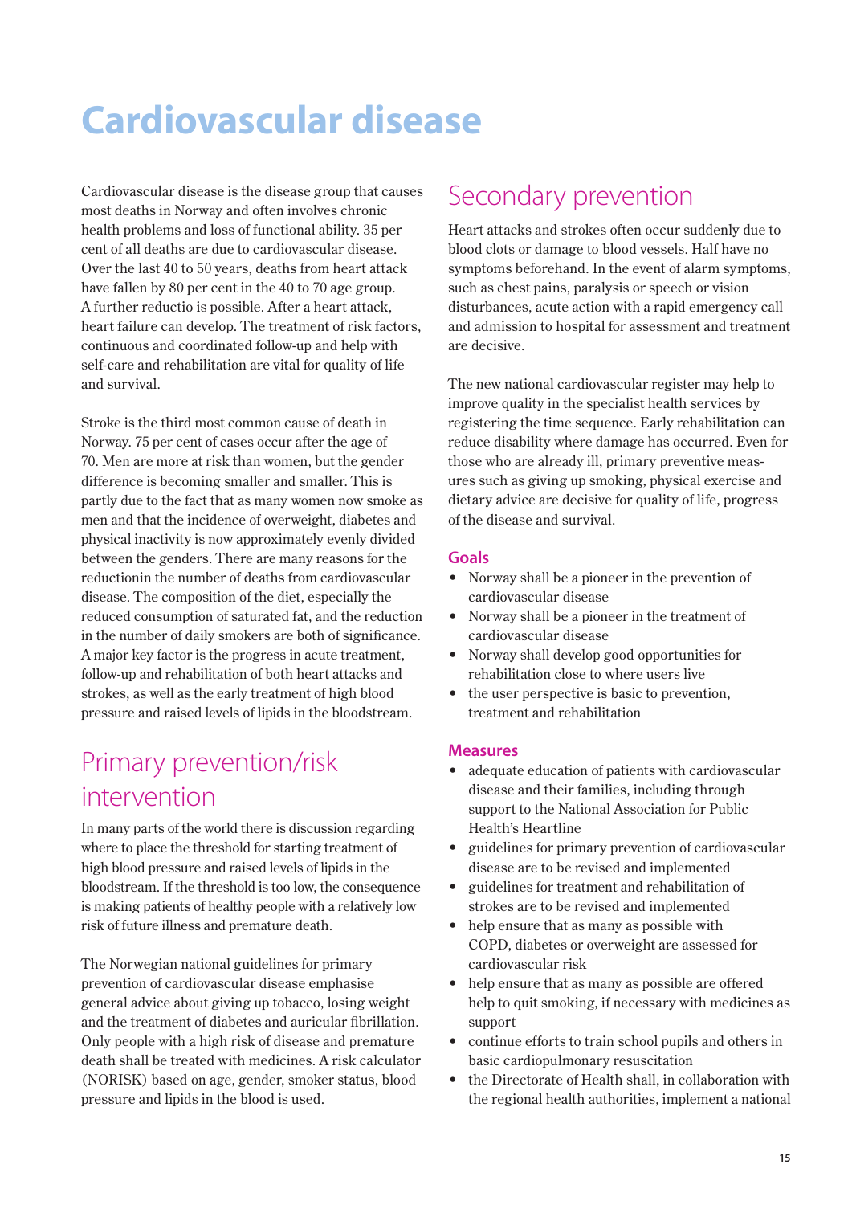# Cardiovascular disease

Cardiovascular disease is the disease group that causes most deaths in Norway and often involves chronic health problems and loss of functional ability. 35 per cent of all deaths are due to cardiovascular disease. Over the last 40 to 50 years, deaths from heart attack have fallen by 80 per cent in the 40 to 70 age group. A further reductio is possible. After a heart attack, heart failure can develop. The treatment of risk factors, continuous and coordinated follow-up and help with self-care and rehabilitation are vital for quality of life and survival.

Stroke is the third most common cause of death in Norway. 75 per cent of cases occur after the age of 70. Men are more at risk than women, but the gender difference is becoming smaller and smaller. This is partly due to the fact that as many women now smoke as men and that the incidence of overweight, diabetes and physical inactivity is now approximately evenly divided between the genders. There are many reasons for the reductionin the number of deaths from cardiovascular disease. The composition of the diet, especially the reduced consumption of saturated fat, and the reduction in the number of daily smokers are both of significance. A major key factor is the progress in acute treatment, follow-up and rehabilitation of both heart attacks and strokes, as well as the early treatment of high blood pressure and raised levels of lipids in the bloodstream.

## Primary prevention/risk intervention

In many parts of the world there is discussion regarding where to place the threshold for starting treatment of high blood pressure and raised levels of lipids in the bloodstream. If the threshold is too low, the consequence is making patients of healthy people with a relatively low risk of future illness and premature death.

The Norwegian national guidelines for primary prevention of cardiovascular disease emphasise general advice about giving up tobacco, losing weight and the treatment of diabetes and auricular fibrillation. Only people with a high risk of disease and premature death shall be treated with medicines. A risk calculator (NORISK) based on age, gender, smoker status, blood pressure and lipids in the blood is used.

## Secondary prevention

Heart attacks and strokes often occur suddenly due to blood clots or damage to blood vessels. Half have no symptoms beforehand. In the event of alarm symptoms, such as chest pains, paralysis or speech or vision disturbances, acute action with a rapid emergency call and admission to hospital for assessment and treatment are decisive.

The new national cardiovascular register may help to improve quality in the specialist health services by registering the time sequence. Early rehabilitation can reduce disability where damage has occurred. Even for those who are already ill, primary preventive measures such as giving up smoking, physical exercise and dietary advice are decisive for quality of life, progress of the disease and survival.

### Goals

- Norway shall be a pioneer in the prevention of cardiovascular disease
- Norway shall be a pioneer in the treatment of cardiovascular disease
- Norway shall develop good opportunities for rehabilitation close to where users live
- the user perspective is basic to prevention, treatment and rehabilitation

### Measures

- adequate education of patients with cardiovascular disease and their families, including through support to the National Association for Public Health's Heartline
- guidelines for primary prevention of cardiovascular disease are to be revised and implemented
- guidelines for treatment and rehabilitation of strokes are to be revised and implemented
- help ensure that as many as possible with COPD, diabetes or overweight are assessed for cardiovascular risk
- help ensure that as many as possible are offered help to quit smoking, if necessary with medicines as support
- continue efforts to train school pupils and others in basic cardiopulmonary resuscitation
- the Directorate of Health shall, in collaboration with the regional health authorities, implement a national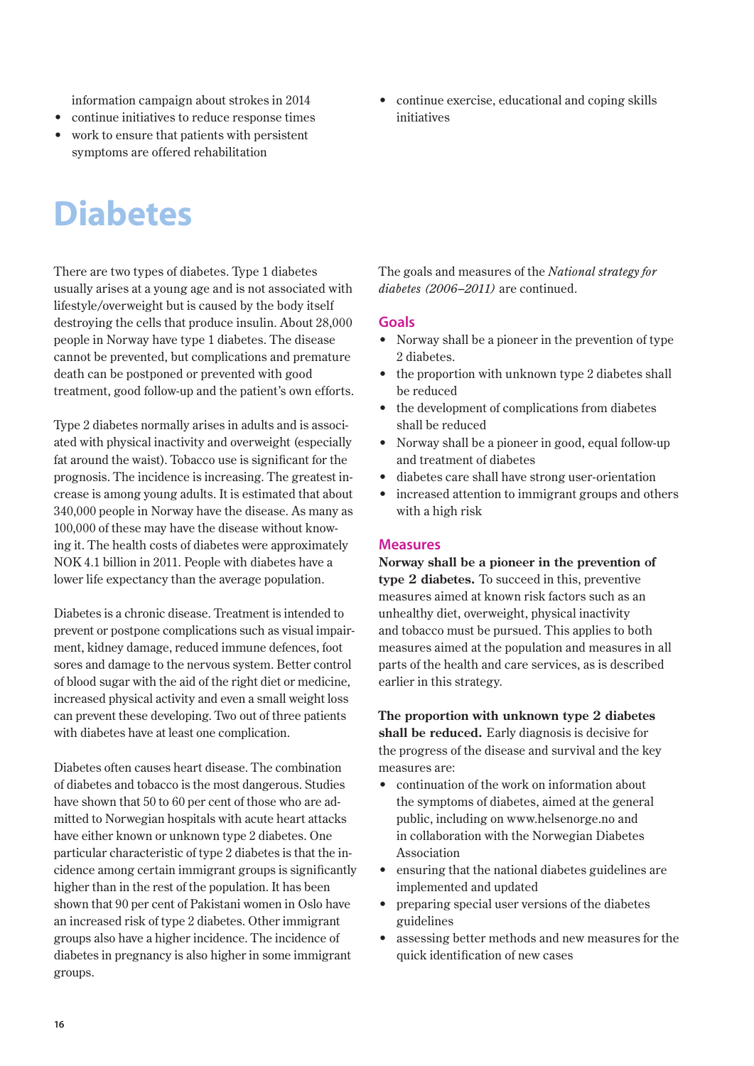information campaign about strokes in 2014

- continue initiatives to reduce response times
- work to ensure that patients with persistent symptoms are offered rehabilitation
- continue exercise, educational and coping skills initiatives

# Diabetes

There are two types of diabetes. Type 1 diabetes usually arises at a young age and is not associated with lifestyle/overweight but is caused by the body itself destroying the cells that produce insulin. About 28,000 people in Norway have type 1 diabetes. The disease cannot be prevented, but complications and premature death can be postponed or prevented with good treatment, good follow-up and the patient's own efforts.

Type 2 diabetes normally arises in adults and is associated with physical inactivity and overweight (especially fat around the waist). Tobacco use is significant for the prognosis. The incidence is increasing. The greatest increase is among young adults. It is estimated that about 340,000 people in Norway have the disease. As many as 100,000 of these may have the disease without knowing it. The health costs of diabetes were approximately NOK 4.1 billion in 2011. People with diabetes have a lower life expectancy than the average population.

Diabetes is a chronic disease. Treatment is intended to prevent or postpone complications such as visual impairment, kidney damage, reduced immune defences, foot sores and damage to the nervous system. Better control of blood sugar with the aid of the right diet or medicine, increased physical activity and even a small weight loss can prevent these developing. Two out of three patients with diabetes have at least one complication.

Diabetes often causes heart disease. The combination of diabetes and tobacco is the most dangerous. Studies have shown that 50 to 60 per cent of those who are admitted to Norwegian hospitals with acute heart attacks have either known or unknown type 2 diabetes. One particular characteristic of type 2 diabetes is that the incidence among certain immigrant groups is significantly higher than in the rest of the population. It has been shown that 90 per cent of Pakistani women in Oslo have an increased risk of type 2 diabetes. Other immigrant groups also have a higher incidence. The incidence of diabetes in pregnancy is also higher in some immigrant groups.

The goals and measures of the *National strategy for diabetes (2006–2011)* are continued.

## Goals

- Norway shall be a pioneer in the prevention of type 2 diabetes.
- the proportion with unknown type 2 diabetes shall be reduced
- the development of complications from diabetes shall be reduced
- Norway shall be a pioneer in good, equal follow-up and treatment of diabetes
- diabetes care shall have strong user-orientation
- increased attention to immigrant groups and others with a high risk

## Measures

**Norway shall be a pioneer in the prevention of type 2 diabetes.** To succeed in this, preventive measures aimed at known risk factors such as an unhealthy diet, overweight, physical inactivity and tobacco must be pursued. This applies to both measures aimed at the population and measures in all parts of the health and care services, as is described earlier in this strategy.

**The proportion with unknown type 2 diabetes shall be reduced.** Early diagnosis is decisive for the progress of the disease and survival and the key measures are:

- continuation of the work on information about the symptoms of diabetes, aimed at the general public, including on www.helsenorge.no and in collaboration with the Norwegian Diabetes Association
- ensuring that the national diabetes guidelines are implemented and updated
- preparing special user versions of the diabetes guidelines
- assessing better methods and new measures for the quick identification of new cases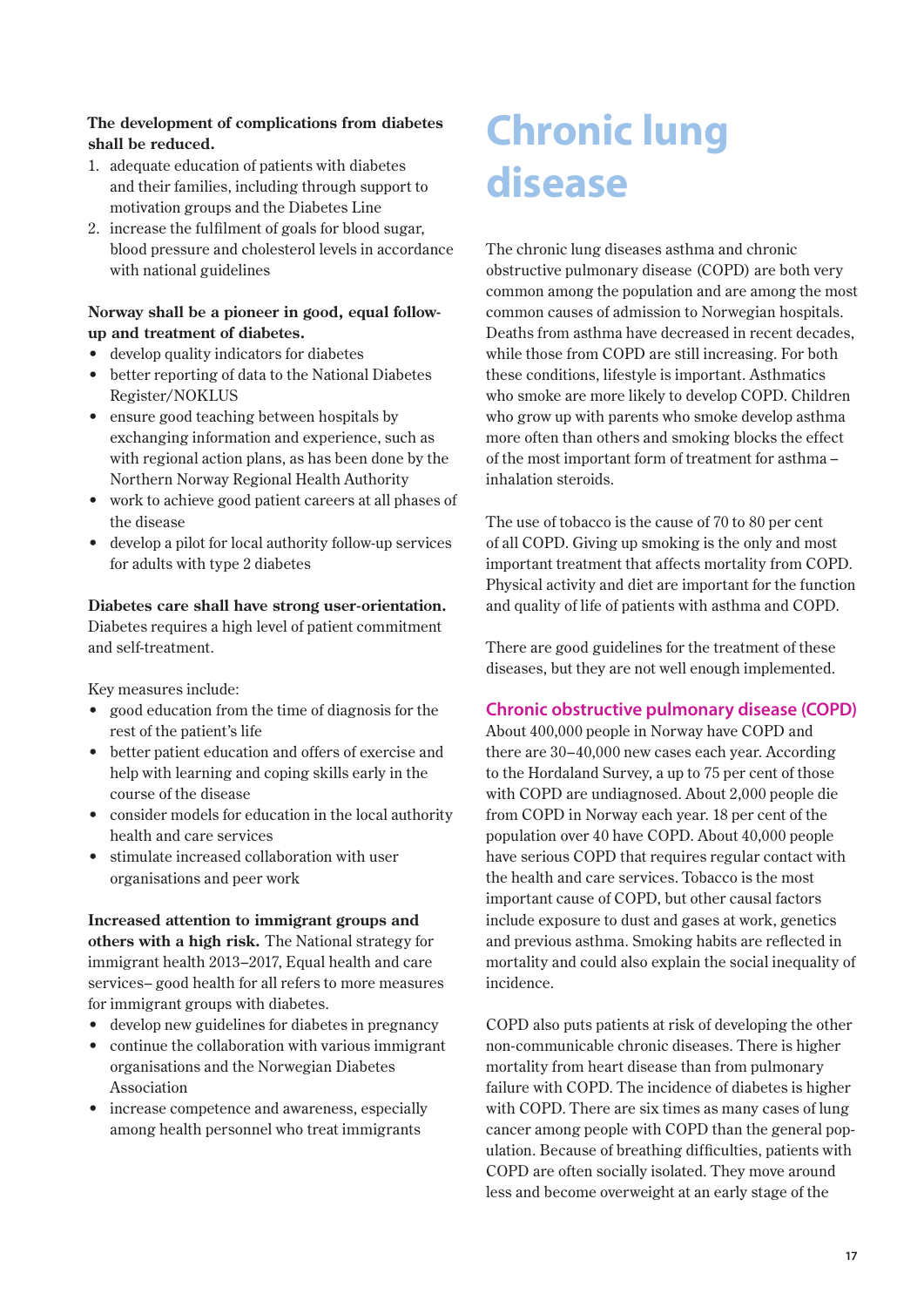**The development of complications from diabetes shall be reduced.**

1. adequate education of patients with diabetes and their families, including through support to motivation groups and the Diabetes Line
2. increase the fulfilment of goals for blood sugar, blood pressure and cholesterol levels in accordance with national guidelines

**Norway shall be a pioneer in good, equal follow-up and treatment of diabetes.**

- develop quality indicators for diabetes
- better reporting of data to the National Diabetes Register/NOKLUS
- ensure good teaching between hospitals by exchanging information and experience, such as with regional action plans, as has been done by the Northern Norway Regional Health Authority
- work to achieve good patient careers at all phases of the disease
- develop a pilot for local authority follow-up services for adults with type 2 diabetes

**Diabetes care shall have strong user-orientation.** Diabetes requires a high level of patient commitment and self-treatment.

Key measures include:

- good education from the time of diagnosis for the rest of the patient's life
- better patient education and offers of exercise and help with learning and coping skills early in the course of the disease
- consider models for education in the local authority health and care services
- stimulate increased collaboration with user organisations and peer work

**Increased attention to immigrant groups and others with a high risk.** The National strategy for immigrant health 2013–2017, Equal health and care services– good health for all refers to more measures for immigrant groups with diabetes.

- develop new guidelines for diabetes in pregnancy
- continue the collaboration with various immigrant organisations and the Norwegian Diabetes Association
- increase competence and awareness, especially among health personnel who treat immigrants

# Chronic lung disease

The chronic lung diseases asthma and chronic obstructive pulmonary disease (COPD) are both very common among the population and are among the most common causes of admission to Norwegian hospitals. Deaths from asthma have decreased in recent decades, while those from COPD are still increasing. For both these conditions, lifestyle is important. Asthmatics who smoke are more likely to develop COPD. Children who grow up with parents who smoke develop asthma more often than others and smoking blocks the effect of the most important form of treatment for asthma – inhalation steroids.

The use of tobacco is the cause of 70 to 80 per cent of all COPD. Giving up smoking is the only and most important treatment that affects mortality from COPD. Physical activity and diet are important for the function and quality of life of patients with asthma and COPD.

There are good guidelines for the treatment of these diseases, but they are not well enough implemented.

## Chronic obstructive pulmonary disease (COPD)

About 400,000 people in Norway have COPD and there are 30–40,000 new cases each year. According to the Hordaland Survey, a up to 75 per cent of those with COPD are undiagnosed. About 2,000 people die from COPD in Norway each year. 18 per cent of the population over 40 have COPD. About 40,000 people have serious COPD that requires regular contact with the health and care services. Tobacco is the most important cause of COPD, but other causal factors include exposure to dust and gases at work, genetics and previous asthma. Smoking habits are reflected in mortality and could also explain the social inequality of incidence.

COPD also puts patients at risk of developing the other non-communicable chronic diseases. There is higher mortality from heart disease than from pulmonary failure with COPD. The incidence of diabetes is higher with COPD. There are six times as many cases of lung cancer among people with COPD than the general population. Because of breathing difficulties, patients with COPD are often socially isolated. They move around less and become overweight at an early stage of the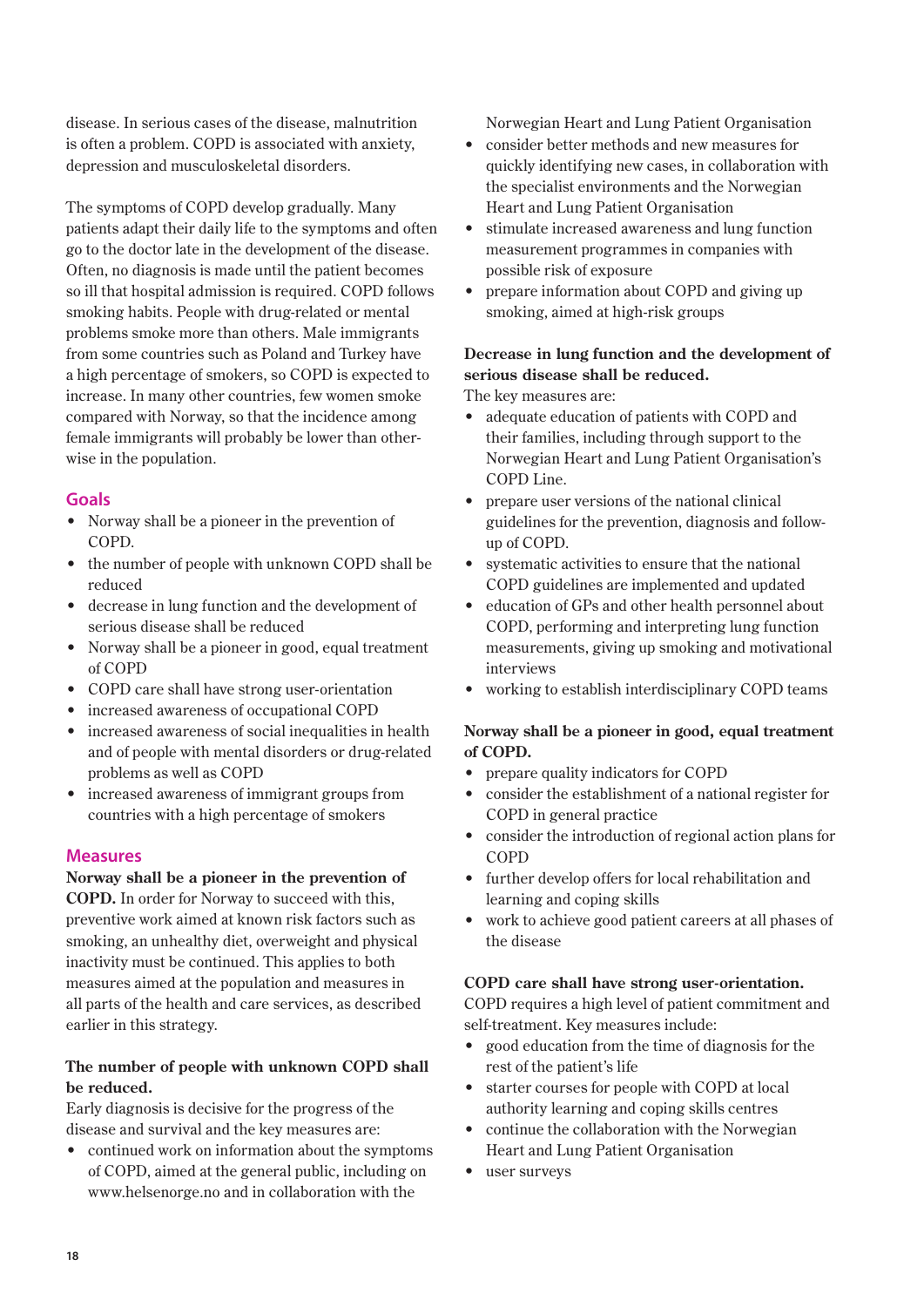disease. In serious cases of the disease, malnutrition is often a problem. COPD is associated with anxiety, depression and musculoskeletal disorders.

The symptoms of COPD develop gradually. Many patients adapt their daily life to the symptoms and often go to the doctor late in the development of the disease. Often, no diagnosis is made until the patient becomes so ill that hospital admission is required. COPD follows smoking habits. People with drug-related or mental problems smoke more than others. Male immigrants from some countries such as Poland and Turkey have a high percentage of smokers, so COPD is expected to increase. In many other countries, few women smoke compared with Norway, so that the incidence among female immigrants will probably be lower than otherwise in the population.

## Goals

- Norway shall be a pioneer in the prevention of COPD.
- the number of people with unknown COPD shall be reduced
- decrease in lung function and the development of serious disease shall be reduced
- Norway shall be a pioneer in good, equal treatment of COPD
- COPD care shall have strong user-orientation
- increased awareness of occupational COPD
- increased awareness of social inequalities in health and of people with mental disorders or drug-related problems as well as COPD
- increased awareness of immigrant groups from countries with a high percentage of smokers

## Measures

**Norway shall be a pioneer in the prevention of COPD.** In order for Norway to succeed with this, preventive work aimed at known risk factors such as smoking, an unhealthy diet, overweight and physical inactivity must be continued. This applies to both measures aimed at the population and measures in all parts of the health and care services, as described earlier in this strategy.

**The number of people with unknown COPD shall be reduced.**
Early diagnosis is decisive for the progress of the disease and survival and the key measures are:

- continued work on information about the symptoms of COPD, aimed at the general public, including on www.helsenorge.no and in collaboration with the Norwegian Heart and Lung Patient Organisation
- consider better methods and new measures for quickly identifying new cases, in collaboration with the specialist environments and the Norwegian Heart and Lung Patient Organisation
- stimulate increased awareness and lung function measurement programmes in companies with possible risk of exposure
- prepare information about COPD and giving up smoking, aimed at high-risk groups

**Decrease in lung function and the development of serious disease shall be reduced.**
The key measures are:

- adequate education of patients with COPD and their families, including through support to the Norwegian Heart and Lung Patient Organisation's COPD Line.
- prepare user versions of the national clinical guidelines for the prevention, diagnosis and follow-up of COPD.
- systematic activities to ensure that the national COPD guidelines are implemented and updated
- education of GPs and other health personnel about COPD, performing and interpreting lung function measurements, giving up smoking and motivational interviews
- working to establish interdisciplinary COPD teams

**Norway shall be a pioneer in good, equal treatment of COPD.**

- prepare quality indicators for COPD
- consider the establishment of a national register for COPD in general practice
- consider the introduction of regional action plans for COPD
- further develop offers for local rehabilitation and learning and coping skills
- work to achieve good patient careers at all phases of the disease

**COPD care shall have strong user-orientation.**
COPD requires a high level of patient commitment and self-treatment. Key measures include:

- good education from the time of diagnosis for the rest of the patient's life
- starter courses for people with COPD at local authority learning and coping skills centres
- continue the collaboration with the Norwegian Heart and Lung Patient Organisation
- user surveys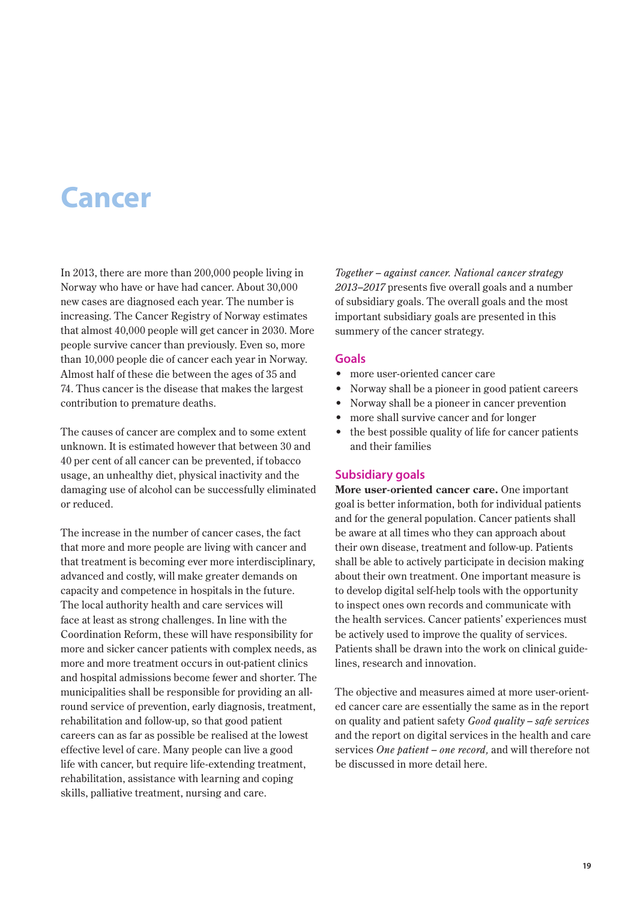# Cancer

In 2013, there are more than 200,000 people living in Norway who have or have had cancer. About 30,000 new cases are diagnosed each year. The number is increasing. The Cancer Registry of Norway estimates that almost 40,000 people will get cancer in 2030. More people survive cancer than previously. Even so, more than 10,000 people die of cancer each year in Norway. Almost half of these die between the ages of 35 and 74. Thus cancer is the disease that makes the largest contribution to premature deaths.

The causes of cancer are complex and to some extent unknown. It is estimated however that between 30 and 40 per cent of all cancer can be prevented, if tobacco usage, an unhealthy diet, physical inactivity and the damaging use of alcohol can be successfully eliminated or reduced.

The increase in the number of cancer cases, the fact that more and more people are living with cancer and that treatment is becoming ever more interdisciplinary, advanced and costly, will make greater demands on capacity and competence in hospitals in the future. The local authority health and care services will face at least as strong challenges. In line with the Coordination Reform, these will have responsibility for more and sicker cancer patients with complex needs, as more and more treatment occurs in out-patient clinics and hospital admissions become fewer and shorter. The municipalities shall be responsible for providing an all-round service of prevention, early diagnosis, treatment, rehabilitation and follow-up, so that good patient careers can as far as possible be realised at the lowest effective level of care. Many people can live a good life with cancer, but require life-extending treatment, rehabilitation, assistance with learning and coping skills, palliative treatment, nursing and care.

*Together – against cancer. National cancer strategy 2013–2017* presents five overall goals and a number of subsidiary goals. The overall goals and the most important subsidiary goals are presented in this summery of the cancer strategy.

## Goals

- more user-oriented cancer care
- Norway shall be a pioneer in good patient careers
- Norway shall be a pioneer in cancer prevention
- more shall survive cancer and for longer
- the best possible quality of life for cancer patients and their families

## Subsidiary goals

**More user-oriented cancer care.** One important goal is better information, both for individual patients and for the general population. Cancer patients shall be aware at all times who they can approach about their own disease, treatment and follow-up. Patients shall be able to actively participate in decision making about their own treatment. One important measure is to develop digital self-help tools with the opportunity to inspect ones own records and communicate with the health services. Cancer patients' experiences must be actively used to improve the quality of services. Patients shall be drawn into the work on clinical guidelines, research and innovation.

The objective and measures aimed at more user-oriented cancer care are essentially the same as in the report on quality and patient safety *Good quality – safe services* and the report on digital services in the health and care services *One patient – one record*, and will therefore not be discussed in more detail here.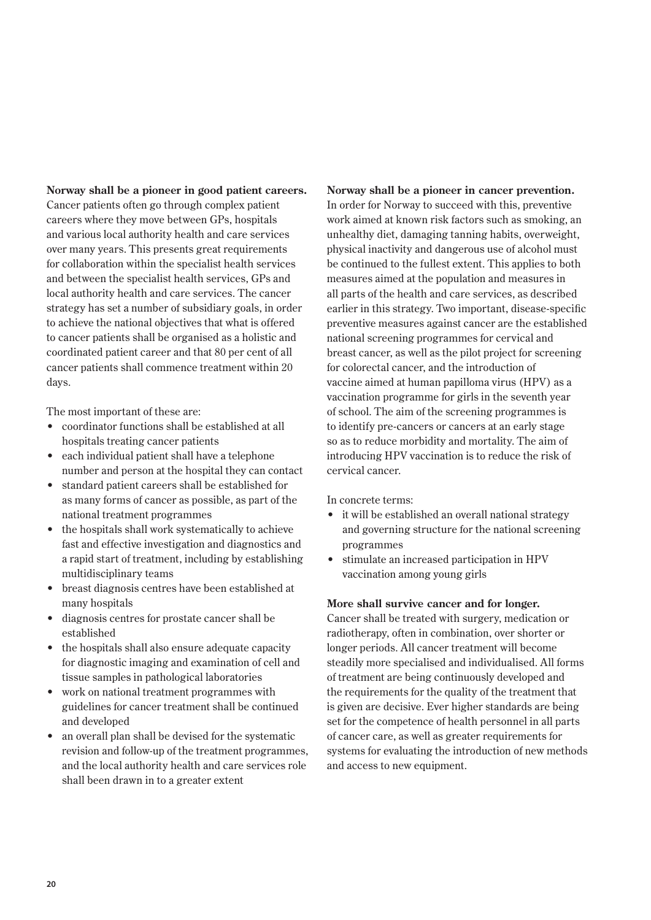**Norway shall be a pioneer in good patient careers.** Cancer patients often go through complex patient careers where they move between GPs, hospitals and various local authority health and care services over many years. This presents great requirements for collaboration within the specialist health services and between the specialist health services, GPs and local authority health and care services. The cancer strategy has set a number of subsidiary goals, in order to achieve the national objectives that what is offered to cancer patients shall be organised as a holistic and coordinated patient career and that 80 per cent of all cancer patients shall commence treatment within 20 days.

The most important of these are:

- coordinator functions shall be established at all hospitals treating cancer patients
- each individual patient shall have a telephone number and person at the hospital they can contact
- standard patient careers shall be established for as many forms of cancer as possible, as part of the national treatment programmes
- the hospitals shall work systematically to achieve fast and effective investigation and diagnostics and a rapid start of treatment, including by establishing multidisciplinary teams
- breast diagnosis centres have been established at many hospitals
- diagnosis centres for prostate cancer shall be established
- the hospitals shall also ensure adequate capacity for diagnostic imaging and examination of cell and tissue samples in pathological laboratories
- work on national treatment programmes with guidelines for cancer treatment shall be continued and developed
- an overall plan shall be devised for the systematic revision and follow-up of the treatment programmes, and the local authority health and care services role shall been drawn in to a greater extent

**Norway shall be a pioneer in cancer prevention.** In order for Norway to succeed with this, preventive work aimed at known risk factors such as smoking, an unhealthy diet, damaging tanning habits, overweight, physical inactivity and dangerous use of alcohol must be continued to the fullest extent. This applies to both measures aimed at the population and measures in all parts of the health and care services, as described earlier in this strategy. Two important, disease-specific preventive measures against cancer are the established national screening programmes for cervical and breast cancer, as well as the pilot project for screening for colorectal cancer, and the introduction of vaccine aimed at human papilloma virus (HPV) as a vaccination programme for girls in the seventh year of school. The aim of the screening programmes is to identify pre-cancers or cancers at an early stage so as to reduce morbidity and mortality. The aim of introducing HPV vaccination is to reduce the risk of cervical cancer.

In concrete terms:

- it will be established an overall national strategy and governing structure for the national screening programmes
- stimulate an increased participation in HPV vaccination among young girls

**More shall survive cancer and for longer.** Cancer shall be treated with surgery, medication or radiotherapy, often in combination, over shorter or longer periods. All cancer treatment will become steadily more specialised and individualised. All forms of treatment are being continuously developed and the requirements for the quality of the treatment that is given are decisive. Ever higher standards are being set for the competence of health personnel in all parts of cancer care, as well as greater requirements for systems for evaluating the introduction of new methods and access to new equipment.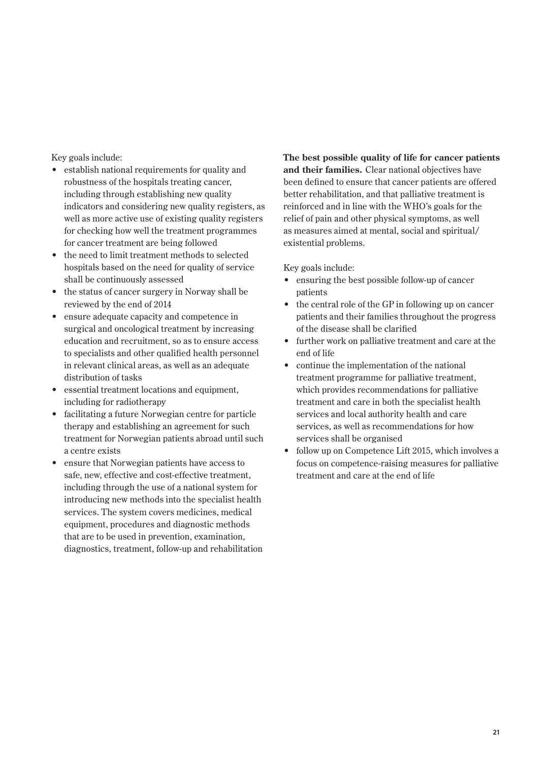Key goals include:

- establish national requirements for quality and robustness of the hospitals treating cancer, including through establishing new quality indicators and considering new quality registers, as well as more active use of existing quality registers for checking how well the treatment programmes for cancer treatment are being followed
- the need to limit treatment methods to selected hospitals based on the need for quality of service shall be continuously assessed
- the status of cancer surgery in Norway shall be reviewed by the end of 2014
- ensure adequate capacity and competence in surgical and oncological treatment by increasing education and recruitment, so as to ensure access to specialists and other qualified health personnel in relevant clinical areas, as well as an adequate distribution of tasks
- essential treatment locations and equipment, including for radiotherapy
- facilitating a future Norwegian centre for particle therapy and establishing an agreement for such treatment for Norwegian patients abroad until such a centre exists
- ensure that Norwegian patients have access to safe, new, effective and cost-effective treatment, including through the use of a national system for introducing new methods into the specialist health services. The system covers medicines, medical equipment, procedures and diagnostic methods that are to be used in prevention, examination, diagnostics, treatment, follow-up and rehabilitation

**The best possible quality of life for cancer patients and their families.** Clear national objectives have been defined to ensure that cancer patients are offered better rehabilitation, and that palliative treatment is reinforced and in line with the WHO's goals for the relief of pain and other physical symptoms, as well as measures aimed at mental, social and spiritual/existential problems.

Key goals include:

- ensuring the best possible follow-up of cancer patients
- the central role of the GP in following up on cancer patients and their families throughout the progress of the disease shall be clarified
- further work on palliative treatment and care at the end of life
- continue the implementation of the national treatment programme for palliative treatment, which provides recommendations for palliative treatment and care in both the specialist health services and local authority health and care services, as well as recommendations for how services shall be organised
- follow up on Competence Lift 2015, which involves a focus on competence-raising measures for palliative treatment and care at the end of life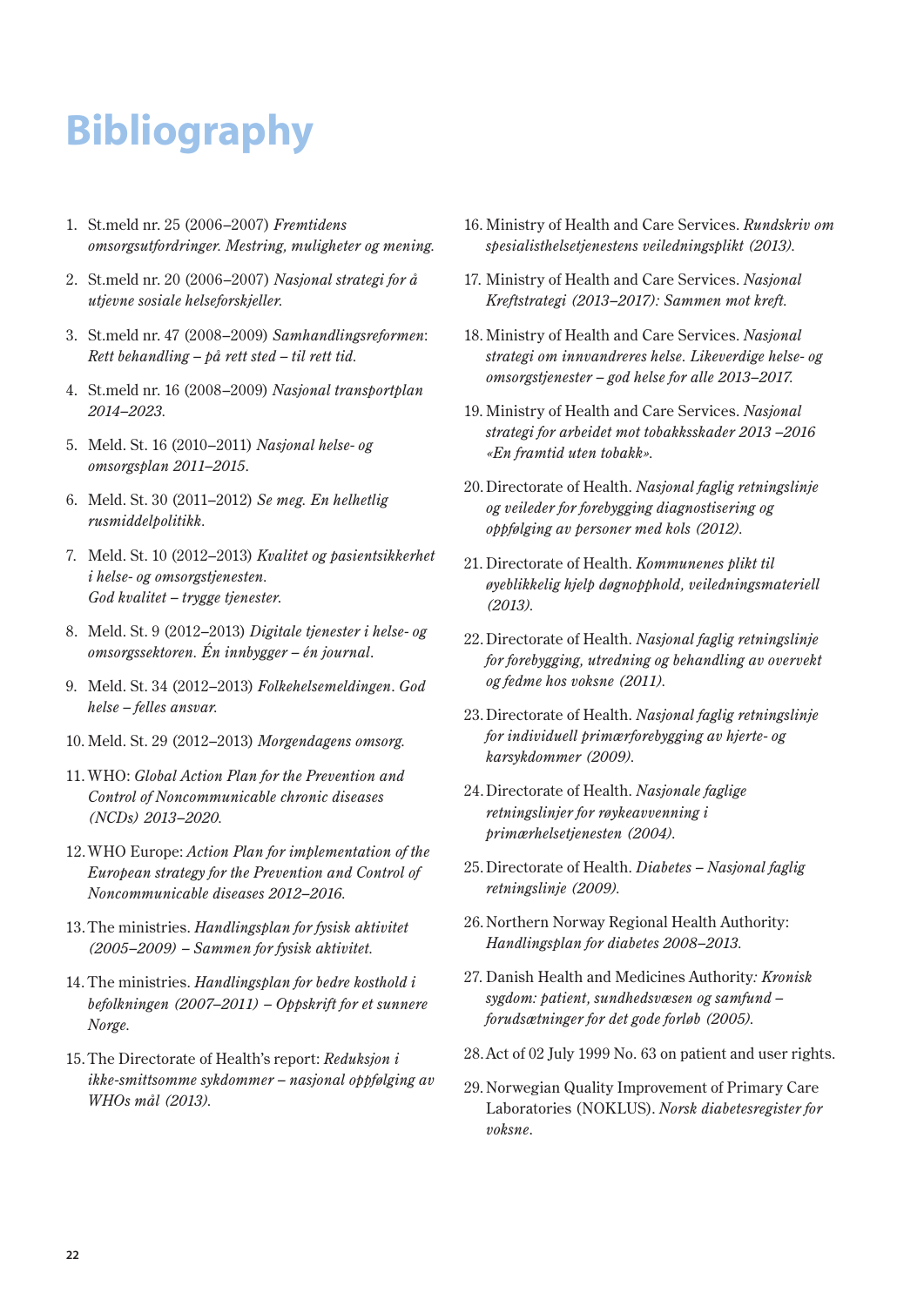# Bibliography

1. St.meld nr. 25 (2006–2007) *Fremtidens omsorgsutfordringer. Mestring, muligheter og mening.*
2. St.meld nr. 20 (2006–2007) *Nasjonal strategi for å utjevne sosiale helseforskjeller.*
3. St.meld nr. 47 (2008–2009) *Samhandlingsreformen*: *Rett behandling – på rett sted – til rett tid.*
4. St.meld nr. 16 (2008–2009) *Nasjonal transportplan 2014–2023.*
5. Meld. St. 16 (2010–2011) *Nasjonal helse- og omsorgsplan 2011–2015.*
6. Meld. St. 30 (2011–2012) *Se meg. En helhetlig rusmiddelpolitikk.*
7. Meld. St. 10 (2012–2013) *Kvalitet og pasientsikkerhet i helse- og omsorgstjenesten. God kvalitet – trygge tjenester.*
8. Meld. St. 9 (2012–2013) *Digitale tjenester i helse- og omsorgssektoren. Én innbygger – én journal.*
9. Meld. St. 34 (2012–2013) *Folkehelsemeldingen. God helse – felles ansvar.*
10. Meld. St. 29 (2012–2013) *Morgendagens omsorg.*
11. WHO: *Global Action Plan for the Prevention and Control of Noncommunicable chronic diseases (NCDs) 2013–2020.*
12. WHO Europe: *Action Plan for implementation of the European strategy for the Prevention and Control of Noncommunicable diseases 2012–2016.*
13. The ministries. *Handlingsplan for fysisk aktivitet (2005–2009) – Sammen for fysisk aktivitet.*
14. The ministries. *Handlingsplan for bedre kosthold i befolkningen (2007–2011) – Oppskrift for et sunnere Norge.*
15. The Directorate of Health's report: *Reduksjon i ikke-smittsomme sykdommer – nasjonal oppfølging av WHOs mål (2013).*
16. Ministry of Health and Care Services. *Rundskriv om spesialisthelsetjenestens veiledningsplikt (2013).*
17. Ministry of Health and Care Services. *Nasjonal Kreftstrategi (2013–2017): Sammen mot kreft.*
18. Ministry of Health and Care Services. *Nasjonal strategi om innvandreres helse. Likeverdige helse- og omsorgstjenester – god helse for alle 2013–2017.*
19. Ministry of Health and Care Services. *Nasjonal strategi for arbeidet mot tobakksskader 2013 –2016 «En framtid uten tobakk».*
20. Directorate of Health. *Nasjonal faglig retningslinje og veileder for forebygging diagnostisering og oppfølging av personer med kols (2012).*
21. Directorate of Health. *Kommunenes plikt til øyeblikkelig hjelp døgnopphold, veiledningsmateriell (2013).*
22. Directorate of Health. *Nasjonal faglig retningslinje for forebygging, utredning og behandling av overvekt og fedme hos voksne (2011).*
23. Directorate of Health. *Nasjonal faglig retningslinje for individuell primærforebygging av hjerte- og karsykdommer (2009).*
24. Directorate of Health. *Nasjonale faglige retningslinjer for røykeavvenning i primærhelsetjenesten (2004).*
25. Directorate of Health. *Diabetes – Nasjonal faglig retningslinje (2009).*
26. Northern Norway Regional Health Authority: *Handlingsplan for diabetes 2008–2013.*
27. Danish Health and Medicines Authority*: Kronisk sygdom: patient, sundhedsvæsen og samfund – forudsætninger for det gode forløb (2005).*
28. Act of 02 July 1999 No. 63 on patient and user rights.
29. Norwegian Quality Improvement of Primary Care Laboratories (NOKLUS). *Norsk diabetesregister for voksne.*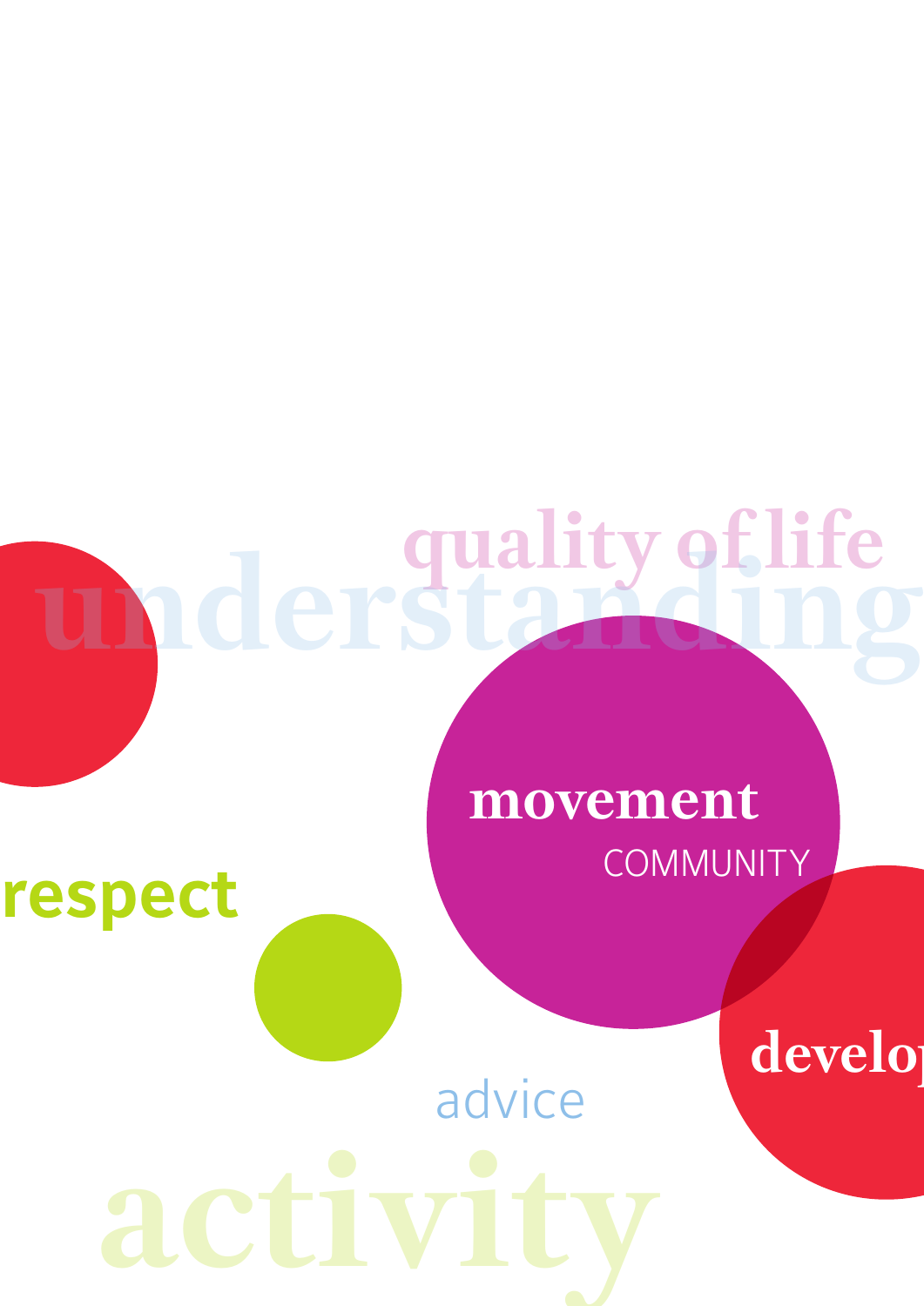quality of life

understanding

movement

COMMUNITY

respect

develop

advice

activity